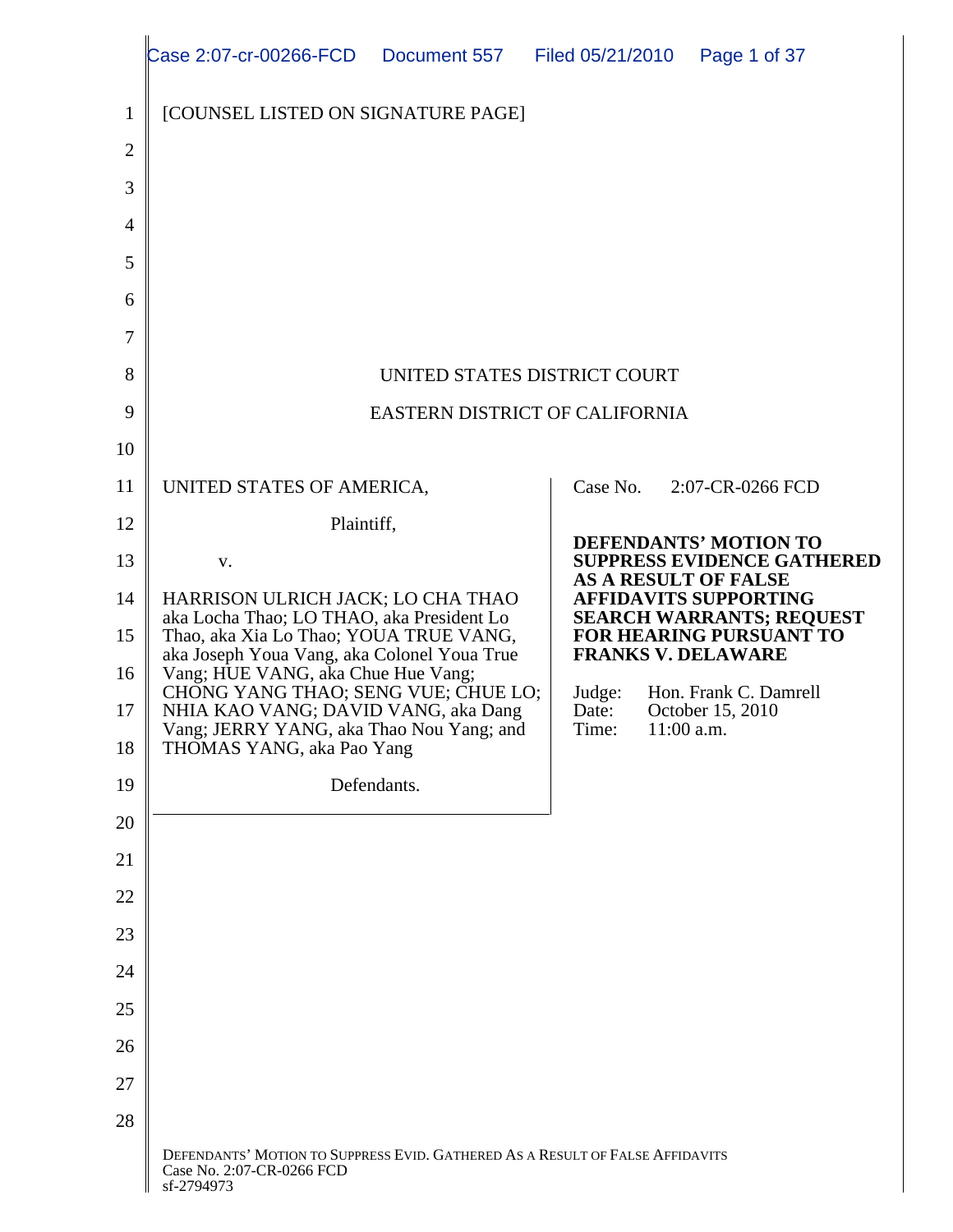[COUNSEL LISTED ON SIGNATURE PAGE]

UNITED STATES DISTRICT COURT

EASTERN DISTRICT OF CALIFORNIA

UNITED STATES OF AMERICA,

Plaintiff,

v.

HARRISON ULRICH JACK; LO CHA THAO aka Locha Thao; LO THAO, aka President Lo Thao, aka Xia Lo Thao; YOUA TRUE VANG, aka Joseph Youa Vang, aka Colonel Youa True Vang; HUE VANG, aka Chue Hue Vang; CHONG YANG THAO; SENG VUE; CHUE LO; NHIA KAO VANG; DAVID VANG, aka Dang Vang; JERRY YANG, aka Thao Nou Yang; and THOMAS YANG, aka Pao Yang

Defendants.

Case No. 2:07-CR-0266 FCD

**DEFENDANTS' MOTION TO SUPPRESS EVIDENCE GATHERED AS A RESULT OF FALSE AFFIDAVITS SUPPORTING SEARCH WARRANTS; REQUEST FOR HEARING PURSUANT TO FRANKS V. DELAWARE**

Judge: Hon. Frank C. Damrell
Date: October 15, 2010
Time: 11:00 a.m.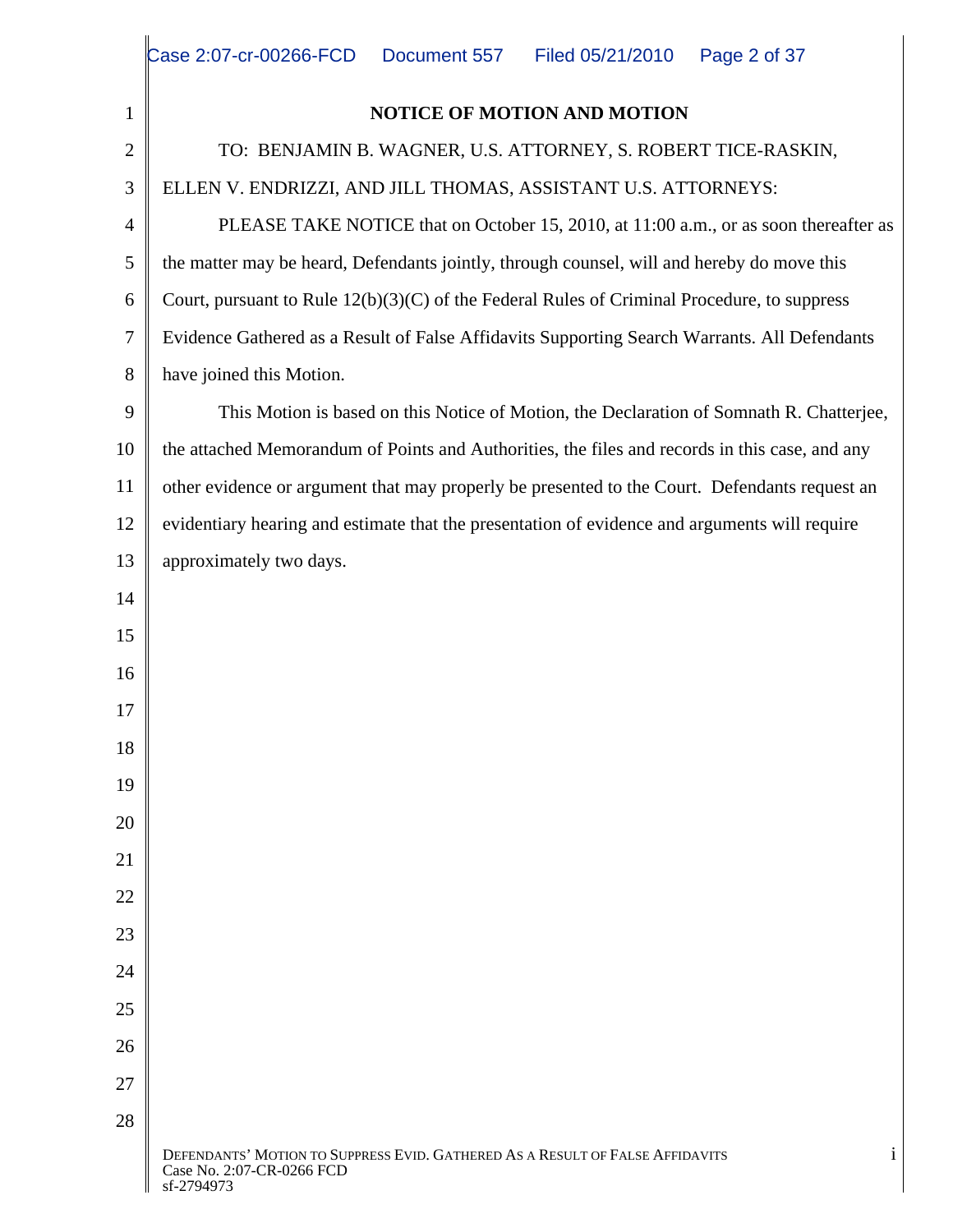**NOTICE OF MOTION AND MOTION**

TO: BENJAMIN B. WAGNER, U.S. ATTORNEY, S. ROBERT TICE-RASKIN, ELLEN V. ENDRIZZI, AND JILL THOMAS, ASSISTANT U.S. ATTORNEYS:

PLEASE TAKE NOTICE that on October 15, 2010, at 11:00 a.m., or as soon thereafter as the matter may be heard, Defendants jointly, through counsel, will and hereby do move this Court, pursuant to Rule 12(b)(3)(C) of the Federal Rules of Criminal Procedure, to suppress Evidence Gathered as a Result of False Affidavits Supporting Search Warrants. All Defendants have joined this Motion.

This Motion is based on this Notice of Motion, the Declaration of Somnath R. Chatterjee, the attached Memorandum of Points and Authorities, the files and records in this case, and any other evidence or argument that may properly be presented to the Court. Defendants request an evidentiary hearing and estimate that the presentation of evidence and arguments will require approximately two days.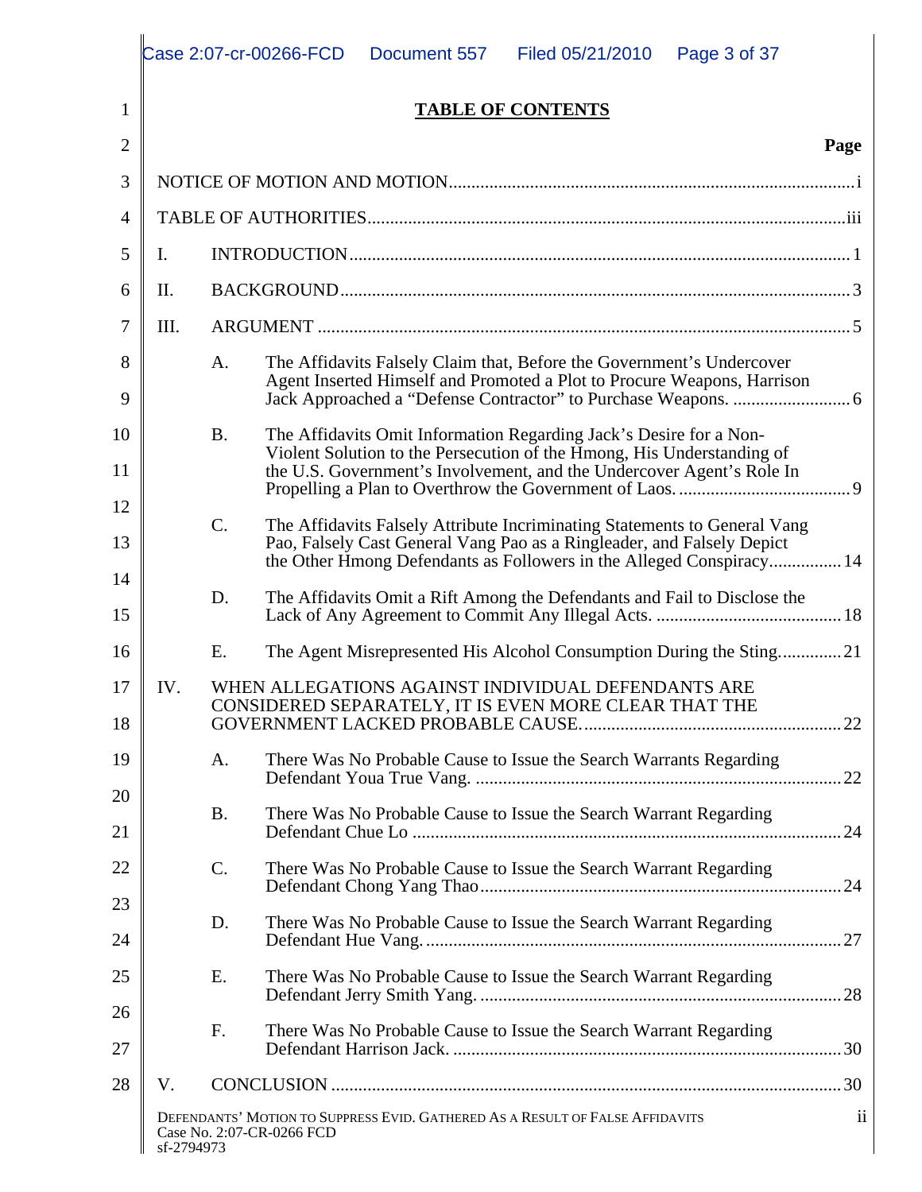## TABLE OF CONTENTS

| | | | Page |
|---|---|---|---|
| NOTICE OF MOTION AND MOTION | | | i |
| TABLE OF AUTHORITIES | | | iii |
| I. | INTRODUCTION | | 1 |
| II. | BACKGROUND | | 3 |
| III. | ARGUMENT | | 5 |
| | A. | The Affidavits Falsely Claim that, Before the Government's Undercover Agent Inserted Himself and Promoted a Plot to Procure Weapons, Harrison Jack Approached a "Defense Contractor" to Purchase Weapons. | 6 |
| | B. | The Affidavits Omit Information Regarding Jack's Desire for a Non-Violent Solution to the Persecution of the Hmong, His Understanding of the U.S. Government's Involvement, and the Undercover Agent's Role In Propelling a Plan to Overthrow the Government of Laos. | 9 |
| | C. | The Affidavits Falsely Attribute Incriminating Statements to General Vang Pao, Falsely Cast General Vang Pao as a Ringleader, and Falsely Depict the Other Hmong Defendants as Followers in the Alleged Conspiracy | 14 |
| | D. | The Affidavits Omit a Rift Among the Defendants and Fail to Disclose the Lack of Any Agreement to Commit Any Illegal Acts. | 18 |
| | E. | The Agent Misrepresented His Alcohol Consumption During the Sting. | 21 |
| IV. | WHEN ALLEGATIONS AGAINST INDIVIDUAL DEFENDANTS ARE CONSIDERED SEPARATELY, IT IS EVEN MORE CLEAR THAT THE GOVERNMENT LACKED PROBABLE CAUSE. | | 22 |
| | A. | There Was No Probable Cause to Issue the Search Warrants Regarding Defendant Youa True Vang. | 22 |
| | B. | There Was No Probable Cause to Issue the Search Warrant Regarding Defendant Chue Lo | 24 |
| | C. | There Was No Probable Cause to Issue the Search Warrant Regarding Defendant Chong Yang Thao | 24 |
| | D. | There Was No Probable Cause to Issue the Search Warrant Regarding Defendant Hue Vang. | 27 |
| | E. | There Was No Probable Cause to Issue the Search Warrant Regarding Defendant Jerry Smith Yang. | 28 |
| | F. | There Was No Probable Cause to Issue the Search Warrant Regarding Defendant Harrison Jack. | 30 |
| V. | CONCLUSION | | 30 |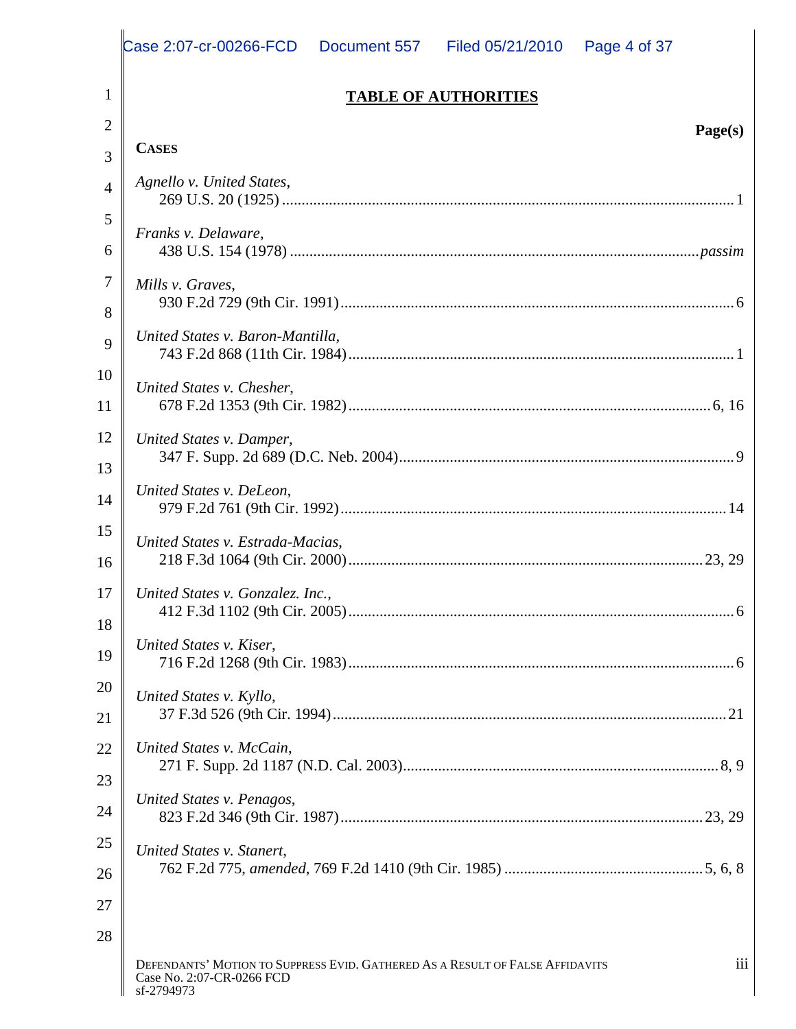## TABLE OF AUTHORITIES

**Page(s)**

**CASES**

*Agnello v. United States*, 269 U.S. 20 (1925) .......... 1

*Franks v. Delaware*, 438 U.S. 154 (1978) .......... *passim*

*Mills v. Graves*, 930 F.2d 729 (9th Cir. 1991) .......... 6

*United States v. Baron-Mantilla*, 743 F.2d 868 (11th Cir. 1984) .......... 1

*United States v. Chesher*, 678 F.2d 1353 (9th Cir. 1982) .......... 6, 16

*United States v. Damper*, 347 F. Supp. 2d 689 (D.C. Neb. 2004) .......... 9

*United States v. DeLeon*, 979 F.2d 761 (9th Cir. 1992) .......... 14

*United States v. Estrada-Macias*, 218 F.3d 1064 (9th Cir. 2000) .......... 23, 29

*United States v. Gonzalez. Inc.*, 412 F.3d 1102 (9th Cir. 2005) .......... 6

*United States v. Kiser*, 716 F.2d 1268 (9th Cir. 1983) .......... 6

*United States v. Kyllo*, 37 F.3d 526 (9th Cir. 1994) .......... 21

*United States v. McCain*, 271 F. Supp. 2d 1187 (N.D. Cal. 2003) .......... 8, 9

*United States v. Penagos*, 823 F.2d 346 (9th Cir. 1987) .......... 23, 29

*United States v. Stanert*, 762 F.2d 775, *amended*, 769 F.2d 1410 (9th Cir. 1985) .......... 5, 6, 8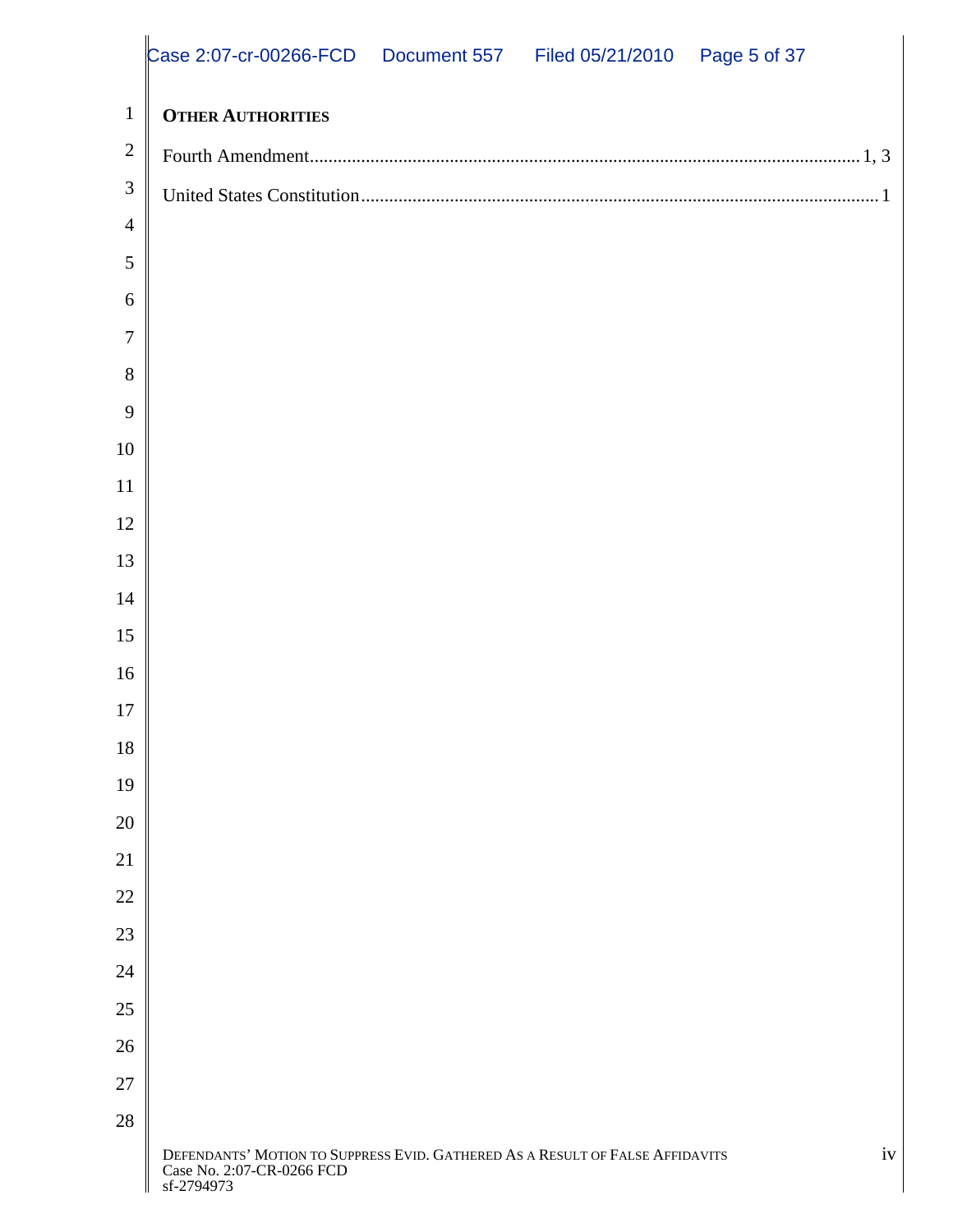**OTHER AUTHORITIES**

Fourth Amendment........................................................................................................................1, 3

United States Constitution...............................................................................................................1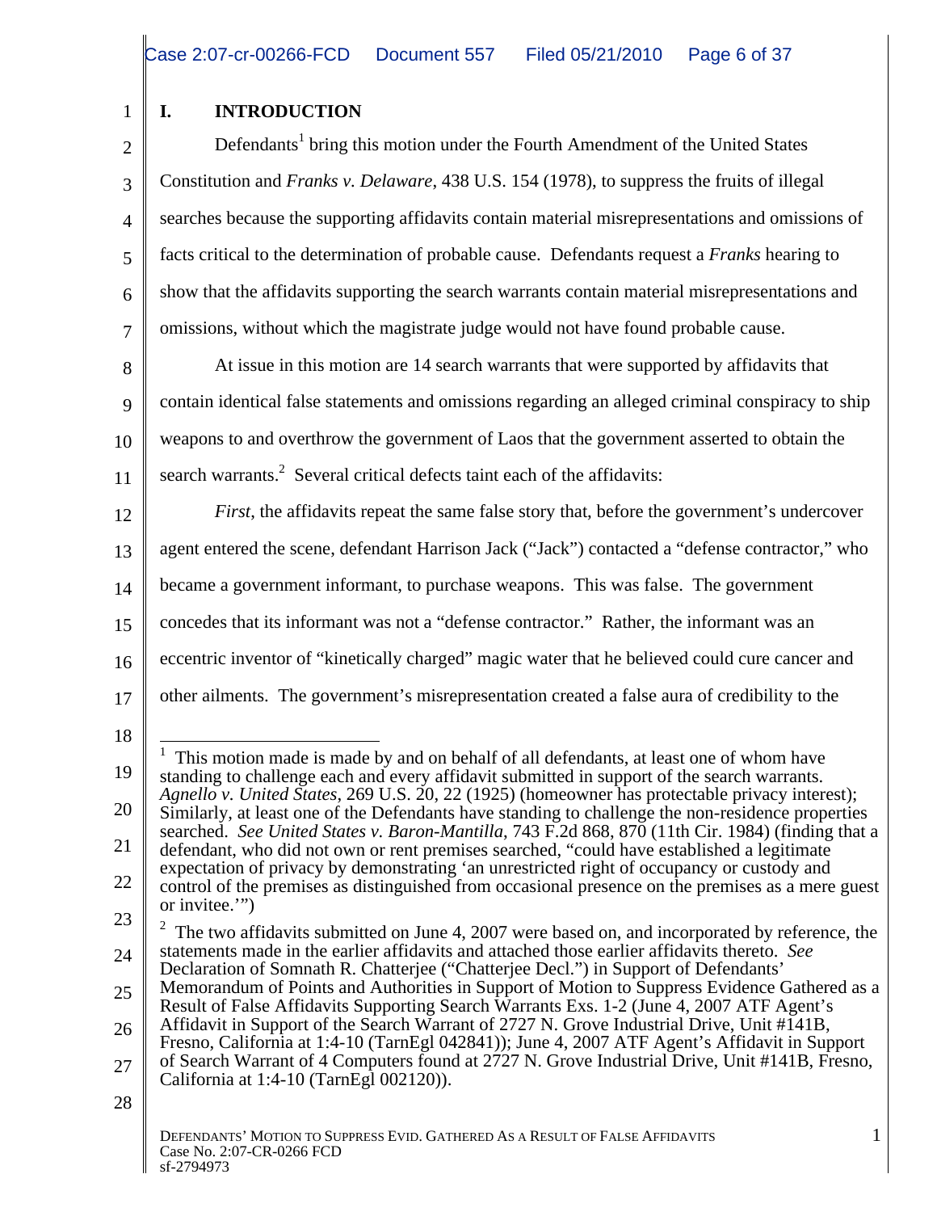## I. INTRODUCTION

Defendants[1] bring this motion under the Fourth Amendment of the United States Constitution and *Franks v. Delaware*, 438 U.S. 154 (1978), to suppress the fruits of illegal searches because the supporting affidavits contain material misrepresentations and omissions of facts critical to the determination of probable cause. Defendants request a *Franks* hearing to show that the affidavits supporting the search warrants contain material misrepresentations and omissions, without which the magistrate judge would not have found probable cause.

At issue in this motion are 14 search warrants that were supported by affidavits that contain identical false statements and omissions regarding an alleged criminal conspiracy to ship weapons to and overthrow the government of Laos that the government asserted to obtain the search warrants.[2] Several critical defects taint each of the affidavits:

*First*, the affidavits repeat the same false story that, before the government's undercover agent entered the scene, defendant Harrison Jack ("Jack") contacted a "defense contractor," who became a government informant, to purchase weapons. This was false. The government concedes that its informant was not a "defense contractor." Rather, the informant was an eccentric inventor of "kinetically charged" magic water that he believed could cure cancer and other ailments. The government's misrepresentation created a false aura of credibility to the

---

[1] This motion made is made by and on behalf of all defendants, at least one of whom have standing to challenge each and every affidavit submitted in support of the search warrants. *Agnello v. United States*, 269 U.S. 20, 22 (1925) (homeowner has protectable privacy interest); Similarly, at least one of the Defendants have standing to challenge the non-residence properties searched. *See United States v. Baron-Mantilla*, 743 F.2d 868, 870 (11th Cir. 1984) (finding that a defendant, who did not own or rent premises searched, "could have established a legitimate expectation of privacy by demonstrating 'an unrestricted right of occupancy or custody and control of the premises as distinguished from occasional presence on the premises as a mere guest or invitee.'")

[2] The two affidavits submitted on June 4, 2007 were based on, and incorporated by reference, the statements made in the earlier affidavits and attached those earlier affidavits thereto. *See* Declaration of Somnath R. Chatterjee ("Chatterjee Decl.") in Support of Defendants' Memorandum of Points and Authorities in Support of Motion to Suppress Evidence Gathered as a Result of False Affidavits Supporting Search Warrants Exs. 1-2 (June 4, 2007 ATF Agent's Affidavit in Support of the Search Warrant of 2727 N. Grove Industrial Drive, Unit #141B, Fresno, California at 1:4-10 (TarnEgl 042841)); June 4, 2007 ATF Agent's Affidavit in Support of Search Warrant of 4 Computers found at 2727 N. Grove Industrial Drive, Unit #141B, Fresno, California at 1:4-10 (TarnEgl 002120)).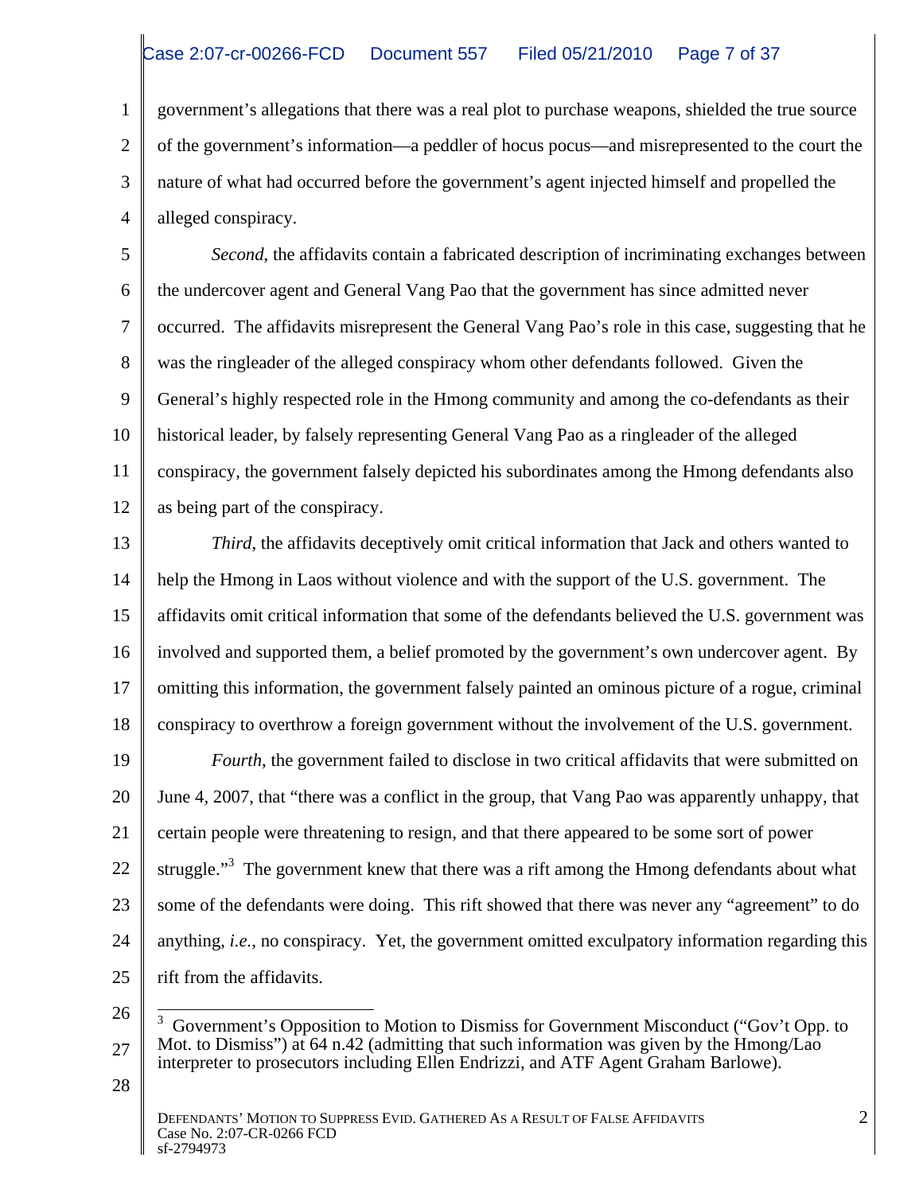government's allegations that there was a real plot to purchase weapons, shielded the true source of the government's information—a peddler of hocus pocus—and misrepresented to the court the nature of what had occurred before the government's agent injected himself and propelled the alleged conspiracy.

*Second*, the affidavits contain a fabricated description of incriminating exchanges between the undercover agent and General Vang Pao that the government has since admitted never occurred. The affidavits misrepresent the General Vang Pao's role in this case, suggesting that he was the ringleader of the alleged conspiracy whom other defendants followed. Given the General's highly respected role in the Hmong community and among the co-defendants as their historical leader, by falsely representing General Vang Pao as a ringleader of the alleged conspiracy, the government falsely depicted his subordinates among the Hmong defendants also as being part of the conspiracy.

*Third*, the affidavits deceptively omit critical information that Jack and others wanted to help the Hmong in Laos without violence and with the support of the U.S. government. The affidavits omit critical information that some of the defendants believed the U.S. government was involved and supported them, a belief promoted by the government's own undercover agent. By omitting this information, the government falsely painted an ominous picture of a rogue, criminal conspiracy to overthrow a foreign government without the involvement of the U.S. government.

*Fourth*, the government failed to disclose in two critical affidavits that were submitted on June 4, 2007, that "there was a conflict in the group, that Vang Pao was apparently unhappy, that certain people were threatening to resign, and that there appeared to be some sort of power struggle."[3] The government knew that there was a rift among the Hmong defendants about what some of the defendants were doing. This rift showed that there was never any "agreement" to do anything, *i.e.*, no conspiracy. Yet, the government omitted exculpatory information regarding this rift from the affidavits.

---

[3] Government's Opposition to Motion to Dismiss for Government Misconduct ("Gov't Opp. to Mot. to Dismiss") at 64 n.42 (admitting that such information was given by the Hmong/Lao interpreter to prosecutors including Ellen Endrizzi, and ATF Agent Graham Barlowe).

DEFENDANTS' MOTION TO SUPPRESS EVID. GATHERED AS A RESULT OF FALSE AFFIDAVITS
Case No. 2:07-CR-0266 FCD
sf-2794973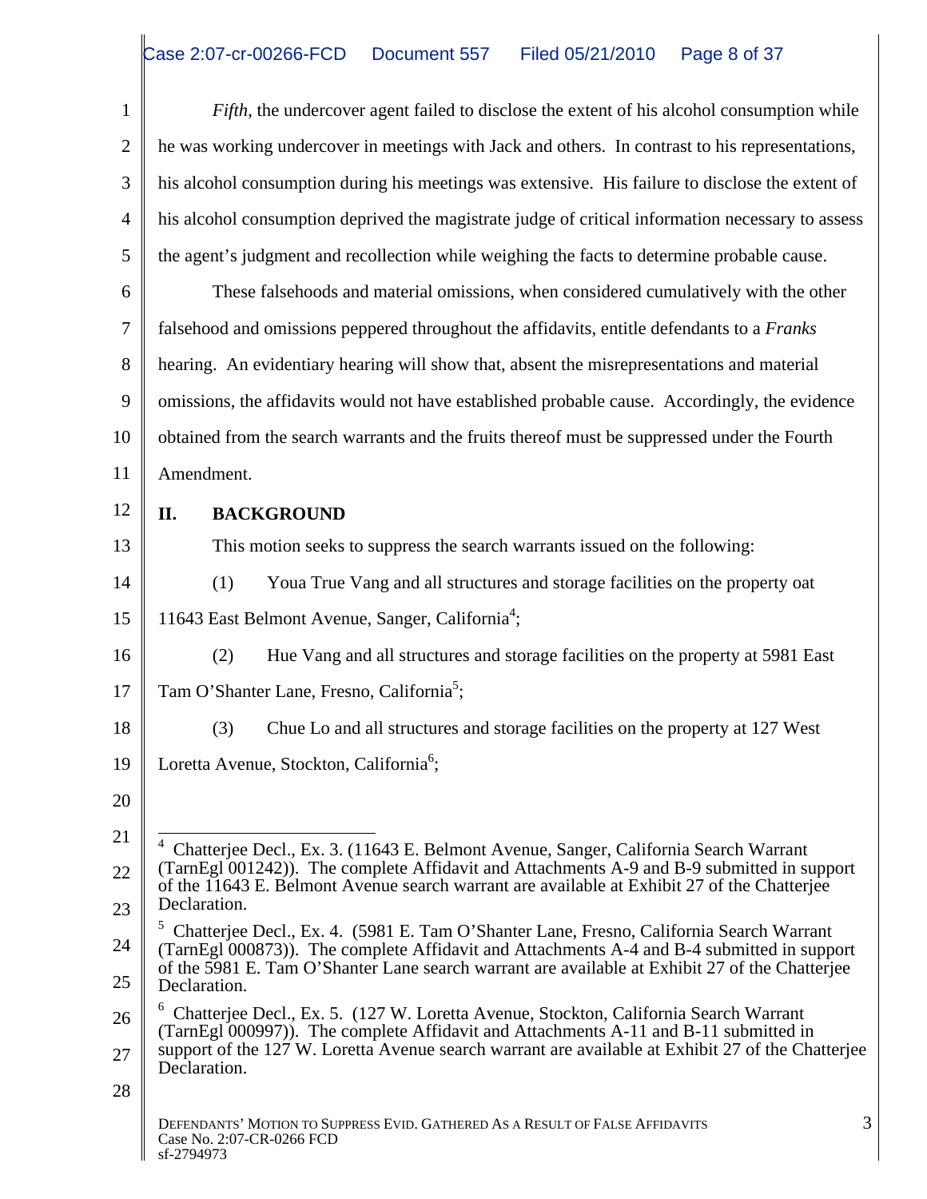*Fifth*, the undercover agent failed to disclose the extent of his alcohol consumption while he was working undercover in meetings with Jack and others. In contrast to his representations, his alcohol consumption during his meetings was extensive. His failure to disclose the extent of his alcohol consumption deprived the magistrate judge of critical information necessary to assess the agent's judgment and recollection while weighing the facts to determine probable cause.

These falsehoods and material omissions, when considered cumulatively with the other falsehood and omissions peppered throughout the affidavits, entitle defendants to a *Franks* hearing. An evidentiary hearing will show that, absent the misrepresentations and material omissions, the affidavits would not have established probable cause. Accordingly, the evidence obtained from the search warrants and the fruits thereof must be suppressed under the Fourth Amendment.

## II. BACKGROUND

This motion seeks to suppress the search warrants issued on the following:

(1) Youa True Vang and all structures and storage facilities on the property oat 11643 East Belmont Avenue, Sanger, California[4];

(2) Hue Vang and all structures and storage facilities on the property at 5981 East Tam O'Shanter Lane, Fresno, California[5];

(3) Chue Lo and all structures and storage facilities on the property at 127 West Loretta Avenue, Stockton, California[6];

---

[4] Chatterjee Decl., Ex. 3. (11643 E. Belmont Avenue, Sanger, California Search Warrant (TarnEgl 001242)). The complete Affidavit and Attachments A-9 and B-9 submitted in support of the 11643 E. Belmont Avenue search warrant are available at Exhibit 27 of the Chatterjee Declaration.

[5] Chatterjee Decl., Ex. 4. (5981 E. Tam O'Shanter Lane, Fresno, California Search Warrant (TarnEgl 000873)). The complete Affidavit and Attachments A-4 and B-4 submitted in support of the 5981 E. Tam O'Shanter Lane search warrant are available at Exhibit 27 of the Chatterjee Declaration.

[6] Chatterjee Decl., Ex. 5. (127 W. Loretta Avenue, Stockton, California Search Warrant (TarnEgl 000997)). The complete Affidavit and Attachments A-11 and B-11 submitted in support of the 127 W. Loretta Avenue search warrant are available at Exhibit 27 of the Chatterjee Declaration.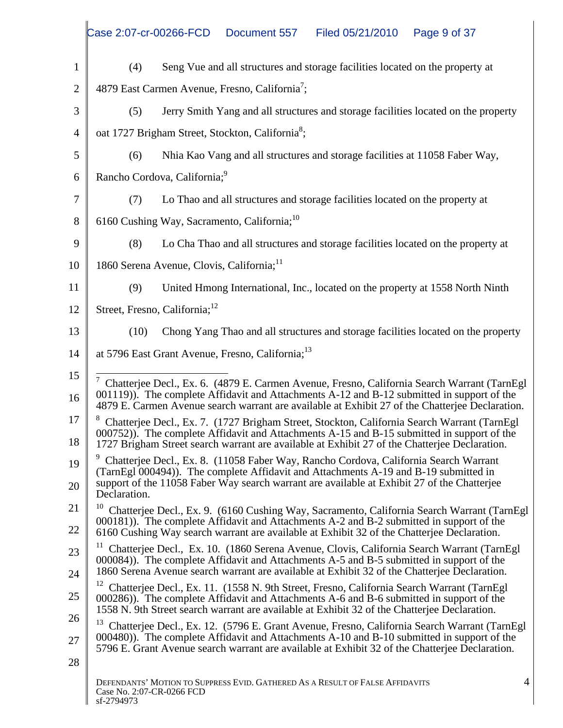(4) Seng Vue and all structures and storage facilities located on the property at 4879 East Carmen Avenue, Fresno, California[7];

(5) Jerry Smith Yang and all structures and storage facilities located on the property oat 1727 Brigham Street, Stockton, California[8];

(6) Nhia Kao Vang and all structures and storage facilities at 11058 Faber Way, Rancho Cordova, California;[9]

(7) Lo Thao and all structures and storage facilities located on the property at 6160 Cushing Way, Sacramento, California;[10]

(8) Lo Cha Thao and all structures and storage facilities located on the property at 1860 Serena Avenue, Clovis, California;[11]

(9) United Hmong International, Inc., located on the property at 1558 North Ninth Street, Fresno, California;[12]

(10) Chong Yang Thao and all structures and storage facilities located on the property at 5796 East Grant Avenue, Fresno, California;[13]

---

[7] Chatterjee Decl., Ex. 6. (4879 E. Carmen Avenue, Fresno, California Search Warrant (TarnEgl 001119)). The complete Affidavit and Attachments A-12 and B-12 submitted in support of the 4879 E. Carmen Avenue search warrant are available at Exhibit 27 of the Chatterjee Declaration.

[8] Chatterjee Decl., Ex. 7. (1727 Brigham Street, Stockton, California Search Warrant (TarnEgl 000752)). The complete Affidavit and Attachments A-15 and B-15 submitted in support of the 1727 Brigham Street search warrant are available at Exhibit 27 of the Chatterjee Declaration.

[9] Chatterjee Decl., Ex. 8. (11058 Faber Way, Rancho Cordova, California Search Warrant (TarnEgl 000494)). The complete Affidavit and Attachments A-19 and B-19 submitted in support of the 11058 Faber Way search warrant are available at Exhibit 27 of the Chatterjee Declaration.

[10] Chatterjee Decl., Ex. 9. (6160 Cushing Way, Sacramento, California Search Warrant (TarnEgl 000181)). The complete Affidavit and Attachments A-2 and B-2 submitted in support of the 6160 Cushing Way search warrant are available at Exhibit 32 of the Chatterjee Declaration.

[11] Chatterjee Decl., Ex. 10. (1860 Serena Avenue, Clovis, California Search Warrant (TarnEgl 000084)). The complete Affidavit and Attachments A-5 and B-5 submitted in support of the 1860 Serena Avenue search warrant are available at Exhibit 32 of the Chatterjee Declaration.

[12] Chatterjee Decl., Ex. 11. (1558 N. 9th Street, Fresno, California Search Warrant (TarnEgl 000286)). The complete Affidavit and Attachments A-6 and B-6 submitted in support of the 1558 N. 9th Street search warrant are available at Exhibit 32 of the Chatterjee Declaration.

[13] Chatterjee Decl., Ex. 12. (5796 E. Grant Avenue, Fresno, California Search Warrant (TarnEgl 000480)). The complete Affidavit and Attachments A-10 and B-10 submitted in support of the 5796 E. Grant Avenue search warrant are available at Exhibit 32 of the Chatterjee Declaration.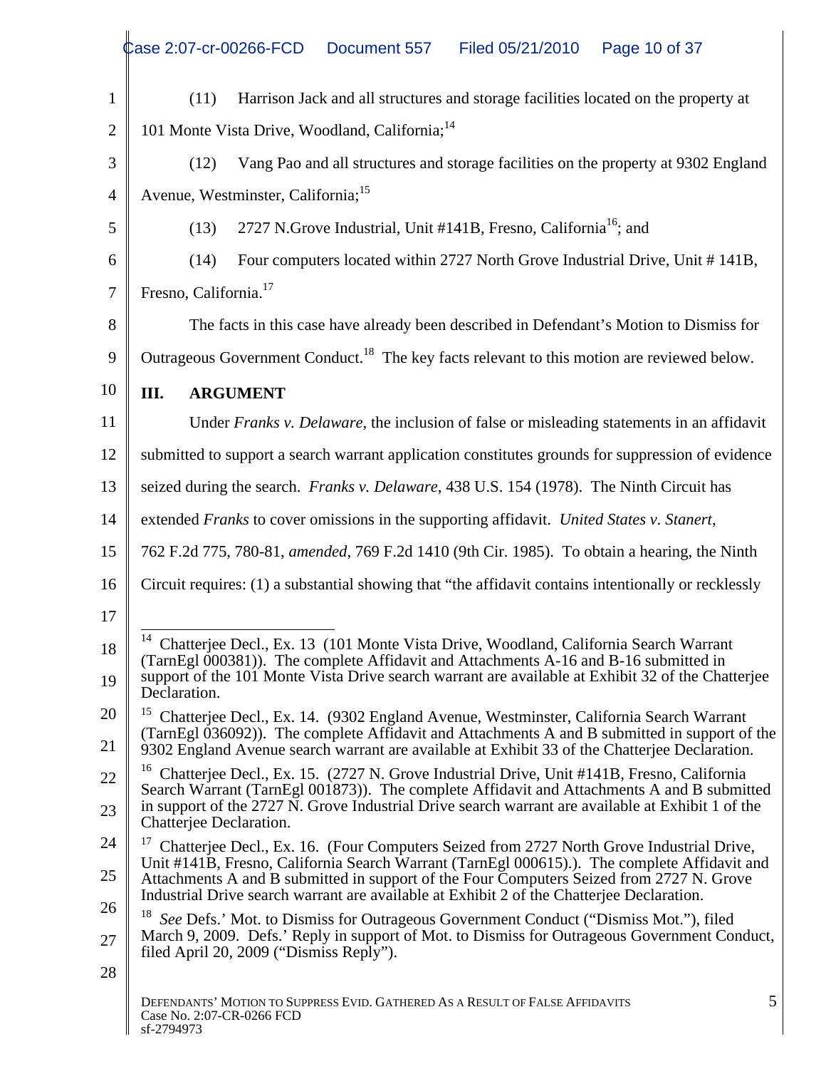(11) Harrison Jack and all structures and storage facilities located on the property at 101 Monte Vista Drive, Woodland, California;[14]

(12) Vang Pao and all structures and storage facilities on the property at 9302 England Avenue, Westminster, California;[15]

(13) 2727 N.Grove Industrial, Unit #141B, Fresno, California[16]; and

(14) Four computers located within 2727 North Grove Industrial Drive, Unit # 141B, Fresno, California.[17]

The facts in this case have already been described in Defendant's Motion to Dismiss for Outrageous Government Conduct.[18] The key facts relevant to this motion are reviewed below.

## III. ARGUMENT

Under *Franks v. Delaware*, the inclusion of false or misleading statements in an affidavit submitted to support a search warrant application constitutes grounds for suppression of evidence seized during the search. *Franks v. Delaware*, 438 U.S. 154 (1978). The Ninth Circuit has extended *Franks* to cover omissions in the supporting affidavit. *United States v. Stanert*, 762 F.2d 775, 780-81, *amended*, 769 F.2d 1410 (9th Cir. 1985). To obtain a hearing, the Ninth Circuit requires: (1) a substantial showing that "the affidavit contains intentionally or recklessly

---

[14] Chatterjee Decl., Ex. 13 (101 Monte Vista Drive, Woodland, California Search Warrant (TarnEgl 000381)). The complete Affidavit and Attachments A-16 and B-16 submitted in support of the 101 Monte Vista Drive search warrant are available at Exhibit 32 of the Chatterjee Declaration.

[15] Chatterjee Decl., Ex. 14. (9302 England Avenue, Westminster, California Search Warrant (TarnEgl 036092)). The complete Affidavit and Attachments A and B submitted in support of the 9302 England Avenue search warrant are available at Exhibit 33 of the Chatterjee Declaration.

[16] Chatterjee Decl., Ex. 15. (2727 N. Grove Industrial Drive, Unit #141B, Fresno, California Search Warrant (TarnEgl 001873)). The complete Affidavit and Attachments A and B submitted in support of the 2727 N. Grove Industrial Drive search warrant are available at Exhibit 1 of the Chatterjee Declaration.

[17] Chatterjee Decl., Ex. 16. (Four Computers Seized from 2727 North Grove Industrial Drive, Unit #141B, Fresno, California Search Warrant (TarnEgl 000615).). The complete Affidavit and Attachments A and B submitted in support of the Four Computers Seized from 2727 N. Grove Industrial Drive search warrant are available at Exhibit 2 of the Chatterjee Declaration.

[18] *See* Defs.' Mot. to Dismiss for Outrageous Government Conduct ("Dismiss Mot."), filed March 9, 2009. Defs.' Reply in support of Mot. to Dismiss for Outrageous Government Conduct, filed April 20, 2009 ("Dismiss Reply").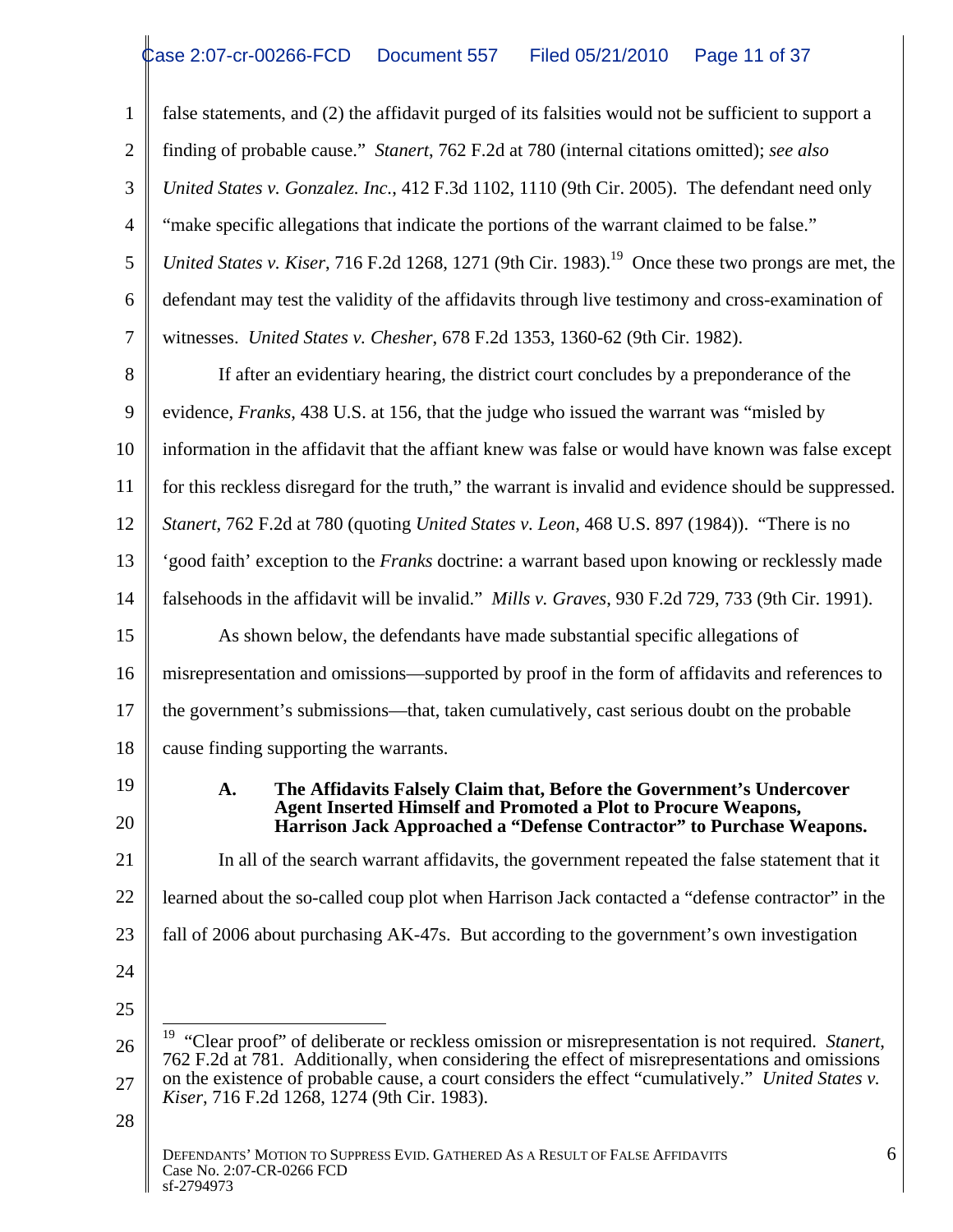false statements, and (2) the affidavit purged of its falsities would not be sufficient to support a finding of probable cause." *Stanert*, 762 F.2d at 780 (internal citations omitted); *see also United States v. Gonzalez. Inc.*, 412 F.3d 1102, 1110 (9th Cir. 2005). The defendant need only "make specific allegations that indicate the portions of the warrant claimed to be false." *United States v. Kiser*, 716 F.2d 1268, 1271 (9th Cir. 1983).[19] Once these two prongs are met, the defendant may test the validity of the affidavits through live testimony and cross-examination of witnesses. *United States v. Chesher*, 678 F.2d 1353, 1360-62 (9th Cir. 1982).

If after an evidentiary hearing, the district court concludes by a preponderance of the evidence, *Franks*, 438 U.S. at 156, that the judge who issued the warrant was "misled by information in the affidavit that the affiant knew was false or would have known was false except for this reckless disregard for the truth," the warrant is invalid and evidence should be suppressed. *Stanert*, 762 F.2d at 780 (quoting *United States v. Leon*, 468 U.S. 897 (1984)). "There is no 'good faith' exception to the *Franks* doctrine: a warrant based upon knowing or recklessly made falsehoods in the affidavit will be invalid." *Mills v. Graves*, 930 F.2d 729, 733 (9th Cir. 1991).

As shown below, the defendants have made substantial specific allegations of misrepresentation and omissions—supported by proof in the form of affidavits and references to the government's submissions—that, taken cumulatively, cast serious doubt on the probable cause finding supporting the warrants.

### A. The Affidavits Falsely Claim that, Before the Government's Undercover Agent Inserted Himself and Promoted a Plot to Procure Weapons, Harrison Jack Approached a "Defense Contractor" to Purchase Weapons.

In all of the search warrant affidavits, the government repeated the false statement that it learned about the so-called coup plot when Harrison Jack contacted a "defense contractor" in the fall of 2006 about purchasing AK-47s. But according to the government's own investigation

---

[19] "Clear proof" of deliberate or reckless omission or misrepresentation is not required. *Stanert*, 762 F.2d at 781. Additionally, when considering the effect of misrepresentations and omissions on the existence of probable cause, a court considers the effect "cumulatively." *United States v. Kiser*, 716 F.2d 1268, 1274 (9th Cir. 1983).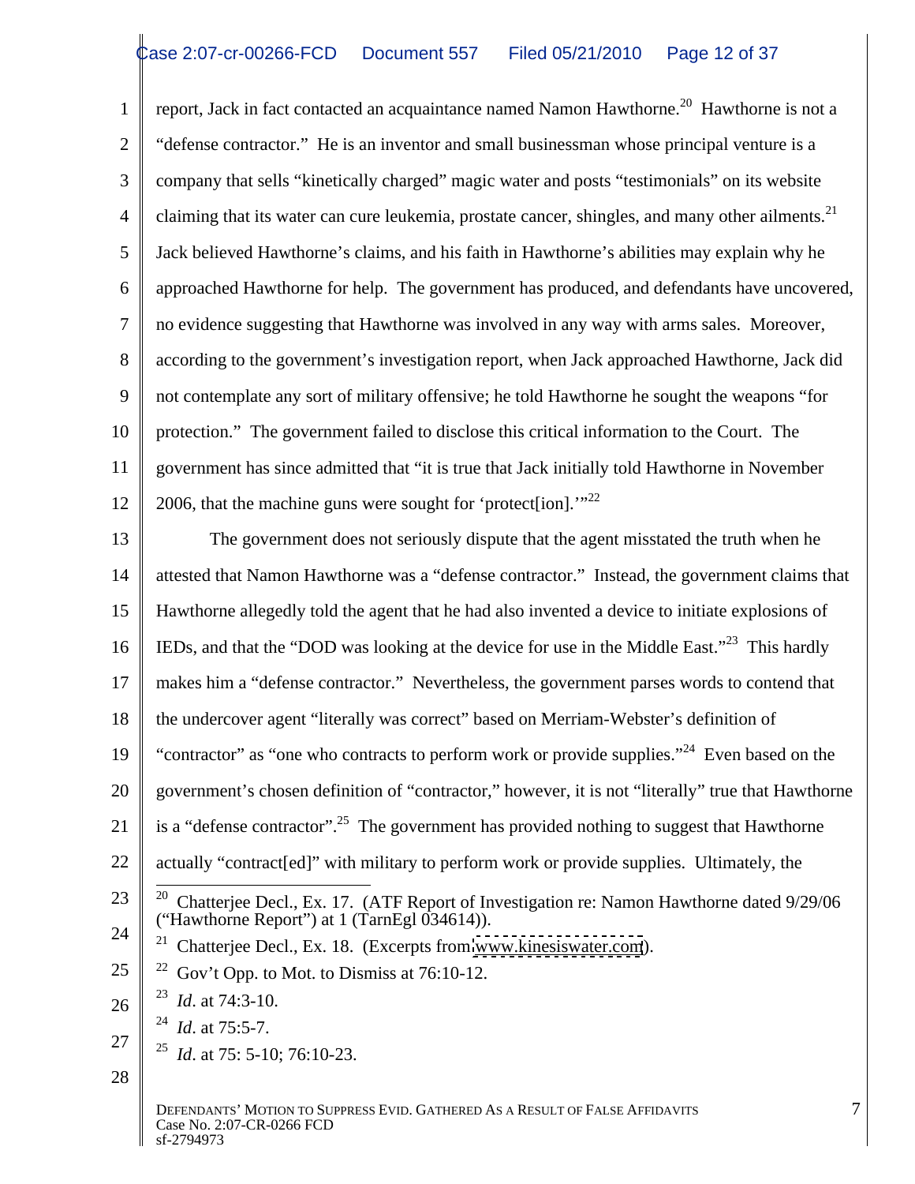report, Jack in fact contacted an acquaintance named Namon Hawthorne.[20] Hawthorne is not a "defense contractor." He is an inventor and small businessman whose principal venture is a company that sells "kinetically charged" magic water and posts "testimonials" on its website claiming that its water can cure leukemia, prostate cancer, shingles, and many other ailments.[21] Jack believed Hawthorne's claims, and his faith in Hawthorne's abilities may explain why he approached Hawthorne for help. The government has produced, and defendants have uncovered, no evidence suggesting that Hawthorne was involved in any way with arms sales. Moreover, according to the government's investigation report, when Jack approached Hawthorne, Jack did not contemplate any sort of military offensive; he told Hawthorne he sought the weapons "for protection." The government failed to disclose this critical information to the Court. The government has since admitted that "it is true that Jack initially told Hawthorne in November 2006, that the machine guns were sought for 'protect[ion].'"[22]

The government does not seriously dispute that the agent misstated the truth when he attested that Namon Hawthorne was a "defense contractor." Instead, the government claims that Hawthorne allegedly told the agent that he had also invented a device to initiate explosions of IEDs, and that the "DOD was looking at the device for use in the Middle East."[23] This hardly makes him a "defense contractor." Nevertheless, the government parses words to contend that the undercover agent "literally was correct" based on Merriam-Webster's definition of "contractor" as "one who contracts to perform work or provide supplies."[24] Even based on the government's chosen definition of "contractor," however, it is not "literally" true that Hawthorne is a "defense contractor".[25] The government has provided nothing to suggest that Hawthorne actually "contract[ed]" with military to perform work or provide supplies. Ultimately, the

---

[20] Chatterjee Decl., Ex. 17. (ATF Report of Investigation re: Namon Hawthorne dated 9/29/06 ("Hawthorne Report") at 1 (TarnEgl 034614)).

[21] Chatterjee Decl., Ex. 18. (Excerpts from www.kinesiswater.com).

[22] Gov't Opp. to Mot. to Dismiss at 76:10-12.

[23] *Id*. at 74:3-10.

[24] *Id*. at 75:5-7.

[25] *Id*. at 75: 5-10; 76:10-23.

DEFENDANTS' MOTION TO SUPPRESS EVID. GATHERED AS A RESULT OF FALSE AFFIDAVITS
Case No. 2:07-CR-0266 FCD
sf-2794973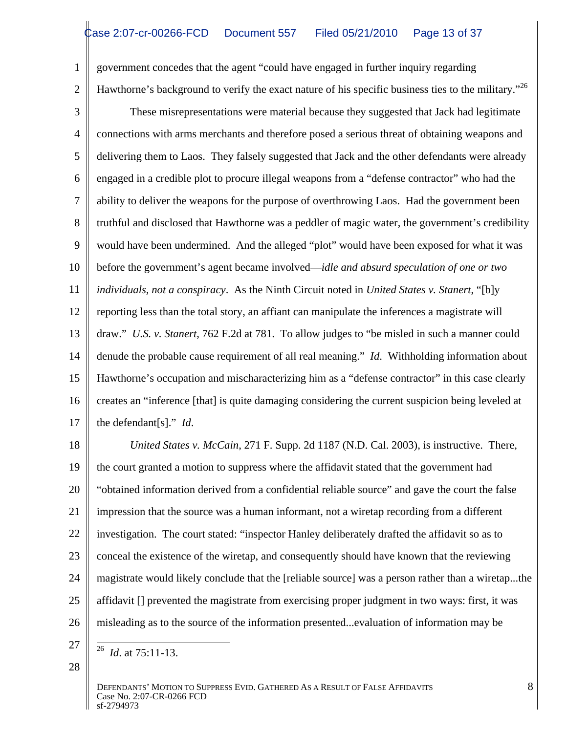government concedes that the agent "could have engaged in further inquiry regarding Hawthorne's background to verify the exact nature of his specific business ties to the military."[26]

These misrepresentations were material because they suggested that Jack had legitimate connections with arms merchants and therefore posed a serious threat of obtaining weapons and delivering them to Laos. They falsely suggested that Jack and the other defendants were already engaged in a credible plot to procure illegal weapons from a "defense contractor" who had the ability to deliver the weapons for the purpose of overthrowing Laos. Had the government been truthful and disclosed that Hawthorne was a peddler of magic water, the government's credibility would have been undermined. And the alleged "plot" would have been exposed for what it was before the government's agent became involved—*idle and absurd speculation of one or two individuals, not a conspiracy*. As the Ninth Circuit noted in *United States v. Stanert*, "[b]y reporting less than the total story, an affiant can manipulate the inferences a magistrate will draw." *U.S. v. Stanert*, 762 F.2d at 781. To allow judges to "be misled in such a manner could denude the probable cause requirement of all real meaning." *Id*. Withholding information about Hawthorne's occupation and mischaracterizing him as a "defense contractor" in this case clearly creates an "inference [that] is quite damaging considering the current suspicion being leveled at the defendant[s]." *Id*.

*United States v. McCain*, 271 F. Supp. 2d 1187 (N.D. Cal. 2003), is instructive. There, the court granted a motion to suppress where the affidavit stated that the government had "obtained information derived from a confidential reliable source" and gave the court the false impression that the source was a human informant, not a wiretap recording from a different investigation. The court stated: "inspector Hanley deliberately drafted the affidavit so as to conceal the existence of the wiretap, and consequently should have known that the reviewing magistrate would likely conclude that the [reliable source] was a person rather than a wiretap...the affidavit [] prevented the magistrate from exercising proper judgment in two ways: first, it was misleading as to the source of the information presented...evaluation of information may be

---

[26] *Id*. at 75:11-13.

DEFENDANTS' MOTION TO SUPPRESS EVID. GATHERED AS A RESULT OF FALSE AFFIDAVITS
Case No. 2:07-CR-0266 FCD
sf-2794973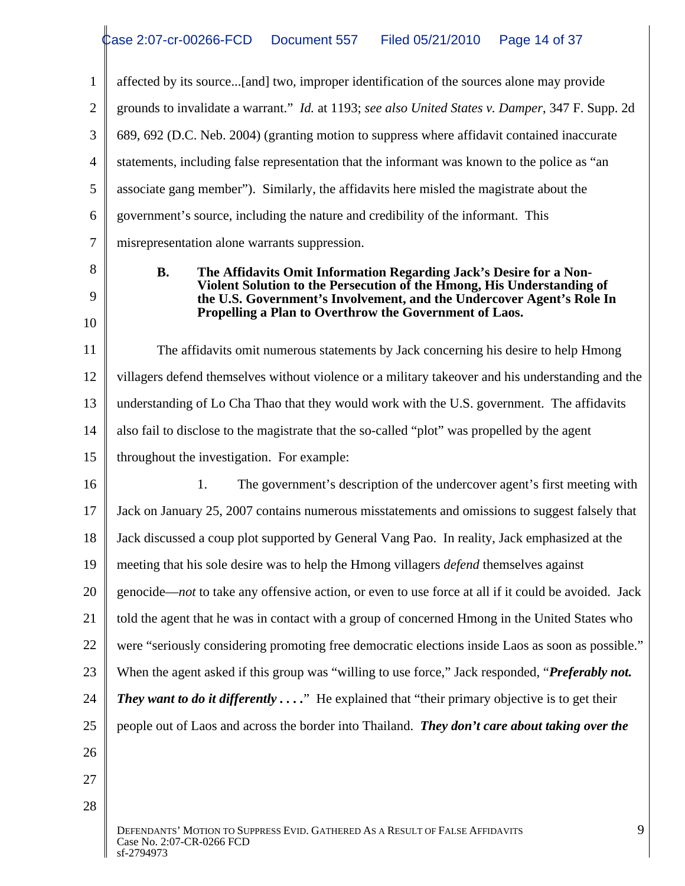affected by its source...[and] two, improper identification of the sources alone may provide grounds to invalidate a warrant." *Id.* at 1193; *see also United States v. Damper*, 347 F. Supp. 2d 689, 692 (D.C. Neb. 2004) (granting motion to suppress where affidavit contained inaccurate statements, including false representation that the informant was known to the police as "an associate gang member"). Similarly, the affidavits here misled the magistrate about the government's source, including the nature and credibility of the informant. This misrepresentation alone warrants suppression.

### B. The Affidavits Omit Information Regarding Jack's Desire for a Non-Violent Solution to the Persecution of the Hmong, His Understanding of the U.S. Government's Involvement, and the Undercover Agent's Role In Propelling a Plan to Overthrow the Government of Laos.

The affidavits omit numerous statements by Jack concerning his desire to help Hmong villagers defend themselves without violence or a military takeover and his understanding and the understanding of Lo Cha Thao that they would work with the U.S. government. The affidavits also fail to disclose to the magistrate that the so-called "plot" was propelled by the agent throughout the investigation. For example:

1. The government's description of the undercover agent's first meeting with Jack on January 25, 2007 contains numerous misstatements and omissions to suggest falsely that Jack discussed a coup plot supported by General Vang Pao. In reality, Jack emphasized at the meeting that his sole desire was to help the Hmong villagers *defend* themselves against genocide—*not* to take any offensive action, or even to use force at all if it could be avoided. Jack told the agent that he was in contact with a group of concerned Hmong in the United States who were "seriously considering promoting free democratic elections inside Laos as soon as possible." When the agent asked if this group was "willing to use force," Jack responded, "***Preferably not. They want to do it differently . . . .***" He explained that "their primary objective is to get their people out of Laos and across the border into Thailand. ***They don't care about taking over the***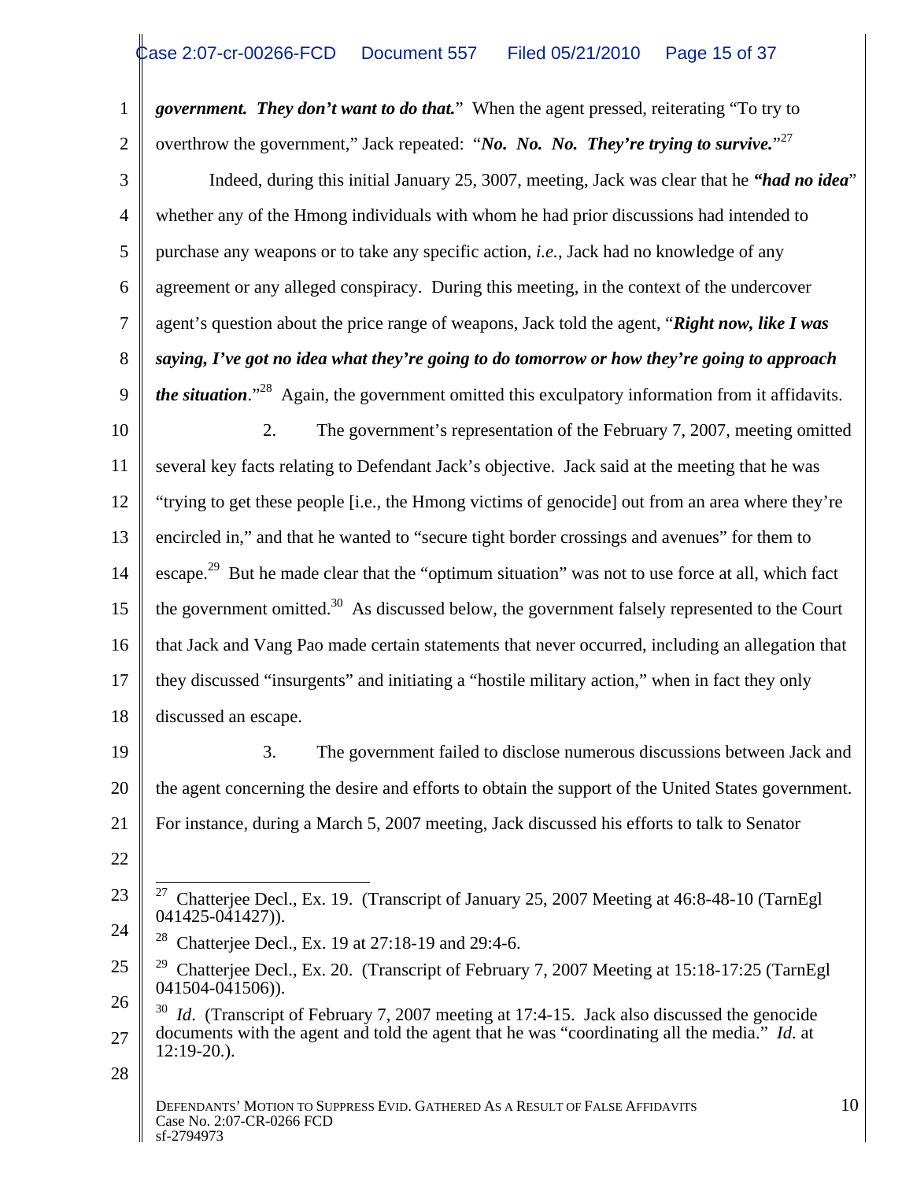***government. They don't want to do that.*** When the agent pressed, reiterating "To try to overthrow the government," Jack repeated: "***No. No. No. They're trying to survive.***"[27]

Indeed, during this initial January 25, 3007, meeting, Jack was clear that he ***"had no idea"*** whether any of the Hmong individuals with whom he had prior discussions had intended to purchase any weapons or to take any specific action, *i.e.*, Jack had no knowledge of any agreement or any alleged conspiracy. During this meeting, in the context of the undercover agent's question about the price range of weapons, Jack told the agent, "***Right now, like I was saying, I've got no idea what they're going to do tomorrow or how they're going to approach the situation***."[28] Again, the government omitted this exculpatory information from it affidavits.

2. The government's representation of the February 7, 2007, meeting omitted several key facts relating to Defendant Jack's objective. Jack said at the meeting that he was "trying to get these people [i.e., the Hmong victims of genocide] out from an area where they're encircled in," and that he wanted to "secure tight border crossings and avenues" for them to escape.[29] But he made clear that the "optimum situation" was not to use force at all, which fact the government omitted.[30] As discussed below, the government falsely represented to the Court that Jack and Vang Pao made certain statements that never occurred, including an allegation that they discussed "insurgents" and initiating a "hostile military action," when in fact they only discussed an escape.

3. The government failed to disclose numerous discussions between Jack and the agent concerning the desire and efforts to obtain the support of the United States government. For instance, during a March 5, 2007 meeting, Jack discussed his efforts to talk to Senator

---

[27] Chatterjee Decl., Ex. 19. (Transcript of January 25, 2007 Meeting at 46:8-48-10 (TarnEgl 041425-041427)).

[28] Chatterjee Decl., Ex. 19 at 27:18-19 and 29:4-6.

[29] Chatterjee Decl., Ex. 20. (Transcript of February 7, 2007 Meeting at 15:18-17:25 (TarnEgl 041504-041506)).

[30] *Id*. (Transcript of February 7, 2007 meeting at 17:4-15. Jack also discussed the genocide documents with the agent and told the agent that he was "coordinating all the media." *Id*. at 12:19-20.).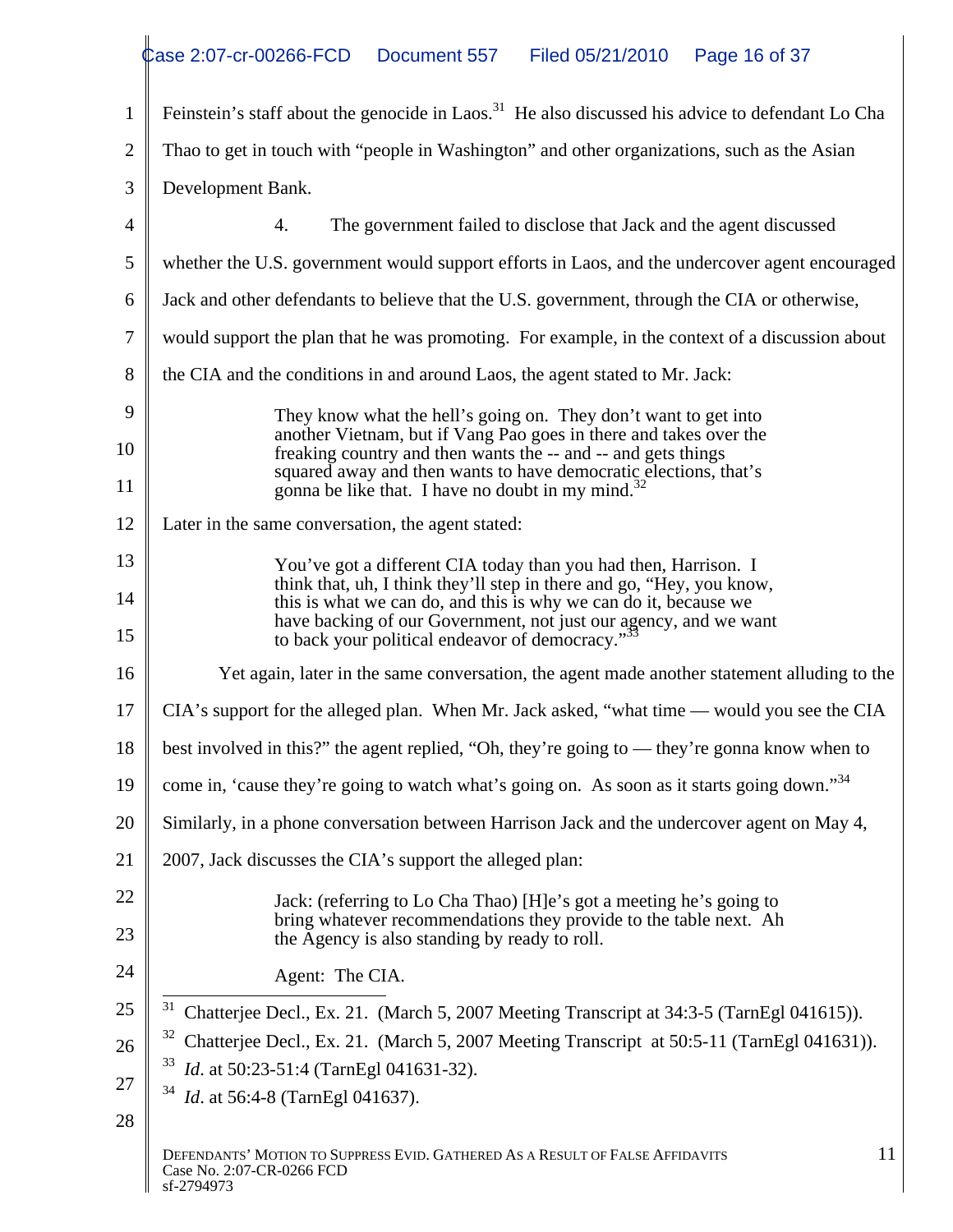Feinstein's staff about the genocide in Laos.[31] He also discussed his advice to defendant Lo Cha Thao to get in touch with "people in Washington" and other organizations, such as the Asian Development Bank.

4. The government failed to disclose that Jack and the agent discussed whether the U.S. government would support efforts in Laos, and the undercover agent encouraged Jack and other defendants to believe that the U.S. government, through the CIA or otherwise, would support the plan that he was promoting. For example, in the context of a discussion about the CIA and the conditions in and around Laos, the agent stated to Mr. Jack:

> They know what the hell's going on. They don't want to get into another Vietnam, but if Vang Pao goes in there and takes over the freaking country and then wants the -- and -- and gets things squared away and then wants to have democratic elections, that's gonna be like that. I have no doubt in my mind.[32]

Later in the same conversation, the agent stated:

> You've got a different CIA today than you had then, Harrison. I think that, uh, I think they'll step in there and go, "Hey, you know, this is what we can do, and this is why we can do it, because we have backing of our Government, not just our agency, and we want to back your political endeavor of democracy."[33]

Yet again, later in the same conversation, the agent made another statement alluding to the CIA's support for the alleged plan. When Mr. Jack asked, "what time — would you see the CIA best involved in this?" the agent replied, "Oh, they're going to — they're gonna know when to come in, 'cause they're going to watch what's going on. As soon as it starts going down."[34]

Similarly, in a phone conversation between Harrison Jack and the undercover agent on May 4, 2007, Jack discusses the CIA's support the alleged plan:

> Jack: (referring to Lo Cha Thao) [H]e's got a meeting he's going to bring whatever recommendations they provide to the table next. Ah the Agency is also standing by ready to roll.
>
> Agent: The CIA.

---

[31] Chatterjee Decl., Ex. 21. (March 5, 2007 Meeting Transcript at 34:3-5 (TarnEgl 041615)).

[32] Chatterjee Decl., Ex. 21. (March 5, 2007 Meeting Transcript at 50:5-11 (TarnEgl 041631)).

[33] *Id*. at 50:23-51:4 (TarnEgl 041631-32).

[34] *Id*. at 56:4-8 (TarnEgl 041637).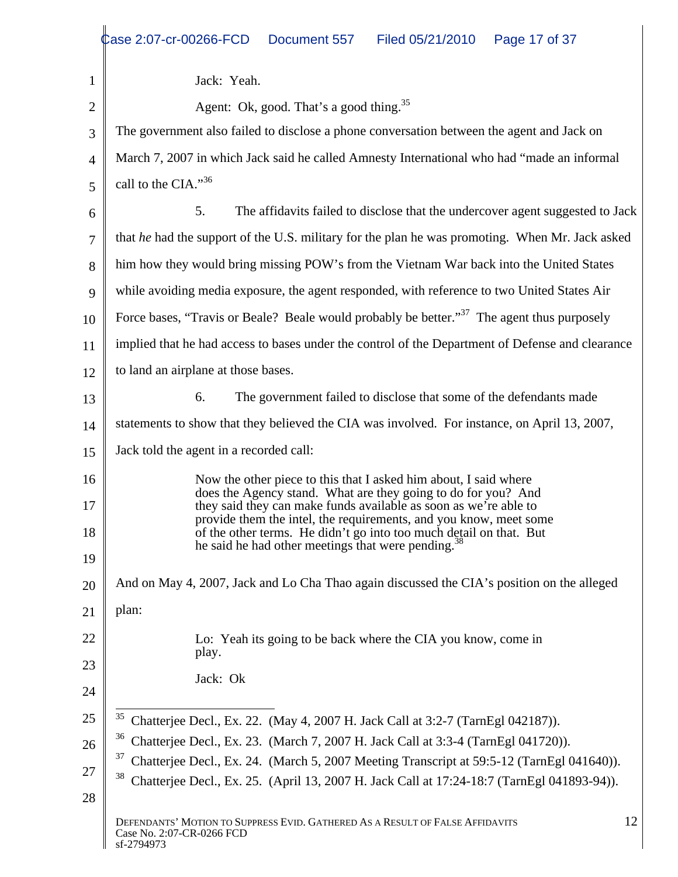Jack: Yeah.

Agent: Ok, good. That's a good thing.[35]

The government also failed to disclose a phone conversation between the agent and Jack on March 7, 2007 in which Jack said he called Amnesty International who had "made an informal call to the CIA."[36]

5. The affidavits failed to disclose that the undercover agent suggested to Jack that *he* had the support of the U.S. military for the plan he was promoting. When Mr. Jack asked him how they would bring missing POW's from the Vietnam War back into the United States while avoiding media exposure, the agent responded, with reference to two United States Air Force bases, "Travis or Beale? Beale would probably be better."[37] The agent thus purposely implied that he had access to bases under the control of the Department of Defense and clearance to land an airplane at those bases.

6. The government failed to disclose that some of the defendants made statements to show that they believed the CIA was involved. For instance, on April 13, 2007, Jack told the agent in a recorded call:

> Now the other piece to this that I asked him about, I said where does the Agency stand. What are they going to do for you? And they said they can make funds available as soon as we're able to provide them the intel, the requirements, and you know, meet some of the other terms. He didn't go into too much detail on that. But he said he had other meetings that were pending.[38]

And on May 4, 2007, Jack and Lo Cha Thao again discussed the CIA's position on the alleged plan:

> Lo: Yeah its going to be back where the CIA you know, come in play.
>
> Jack: Ok

---

[35] Chatterjee Decl., Ex. 22. (May 4, 2007 H. Jack Call at 3:2-7 (TarnEgl 042187)).

[36] Chatterjee Decl., Ex. 23. (March 7, 2007 H. Jack Call at 3:3-4 (TarnEgl 041720)).

[37] Chatterjee Decl., Ex. 24. (March 5, 2007 Meeting Transcript at 59:5-12 (TarnEgl 041640)).

[38] Chatterjee Decl., Ex. 25. (April 13, 2007 H. Jack Call at 17:24-18:7 (TarnEgl 041893-94)).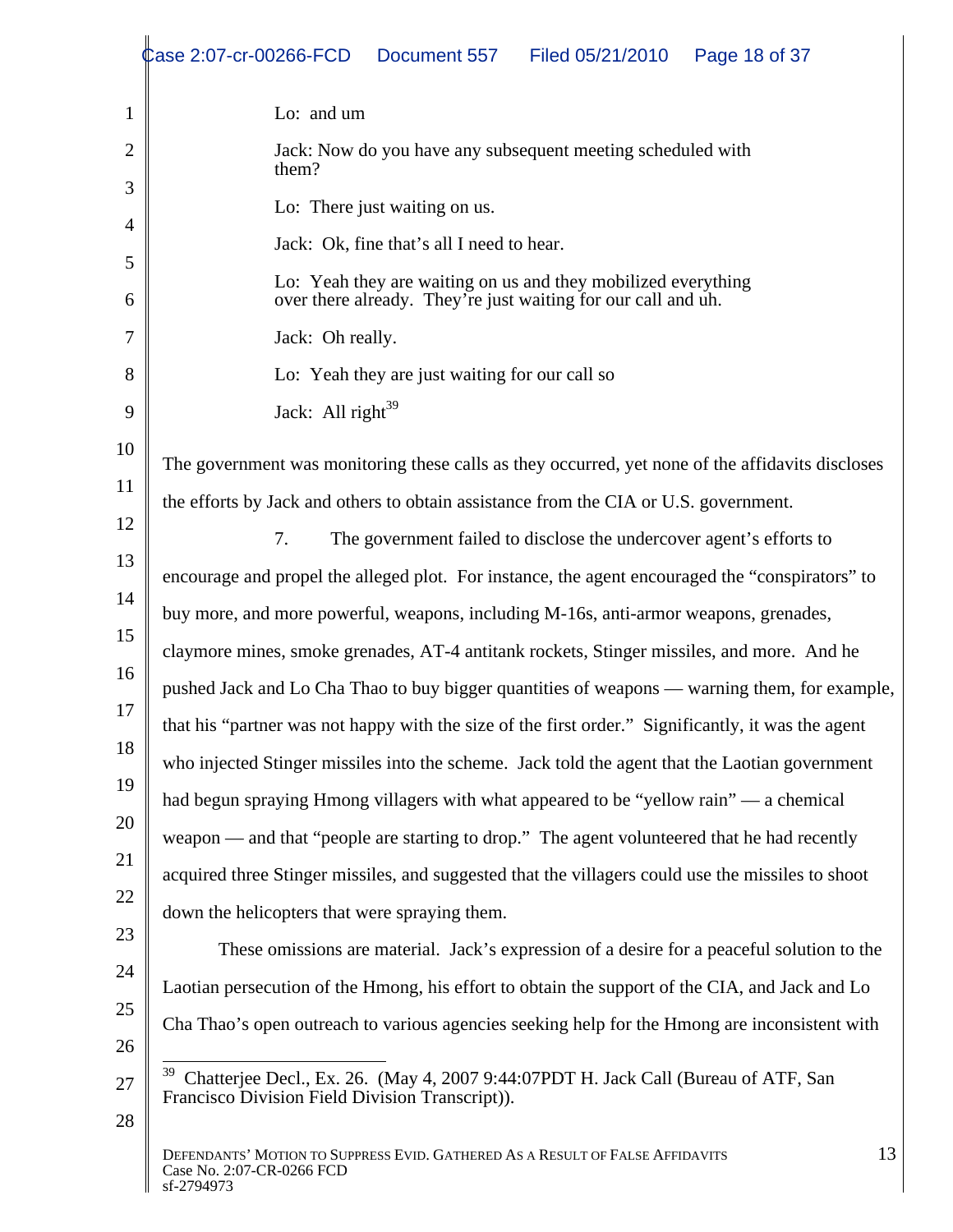Lo: and um

Jack: Now do you have any subsequent meeting scheduled with them?

Lo: There just waiting on us.

Jack: Ok, fine that's all I need to hear.

Lo: Yeah they are waiting on us and they mobilized everything over there already. They're just waiting for our call and uh.

Jack: Oh really.

Lo: Yeah they are just waiting for our call so

Jack: All right[39]

The government was monitoring these calls as they occurred, yet none of the affidavits discloses the efforts by Jack and others to obtain assistance from the CIA or U.S. government.

7. The government failed to disclose the undercover agent's efforts to encourage and propel the alleged plot. For instance, the agent encouraged the "conspirators" to buy more, and more powerful, weapons, including M-16s, anti-armor weapons, grenades, claymore mines, smoke grenades, AT-4 antitank rockets, Stinger missiles, and more. And he pushed Jack and Lo Cha Thao to buy bigger quantities of weapons — warning them, for example, that his "partner was not happy with the size of the first order." Significantly, it was the agent who injected Stinger missiles into the scheme. Jack told the agent that the Laotian government had begun spraying Hmong villagers with what appeared to be "yellow rain" — a chemical weapon — and that "people are starting to drop." The agent volunteered that he had recently acquired three Stinger missiles, and suggested that the villagers could use the missiles to shoot down the helicopters that were spraying them.

These omissions are material. Jack's expression of a desire for a peaceful solution to the Laotian persecution of the Hmong, his effort to obtain the support of the CIA, and Jack and Lo Cha Thao's open outreach to various agencies seeking help for the Hmong are inconsistent with

---

[39] Chatterjee Decl., Ex. 26. (May 4, 2007 9:44:07PDT H. Jack Call (Bureau of ATF, San Francisco Division Field Division Transcript)).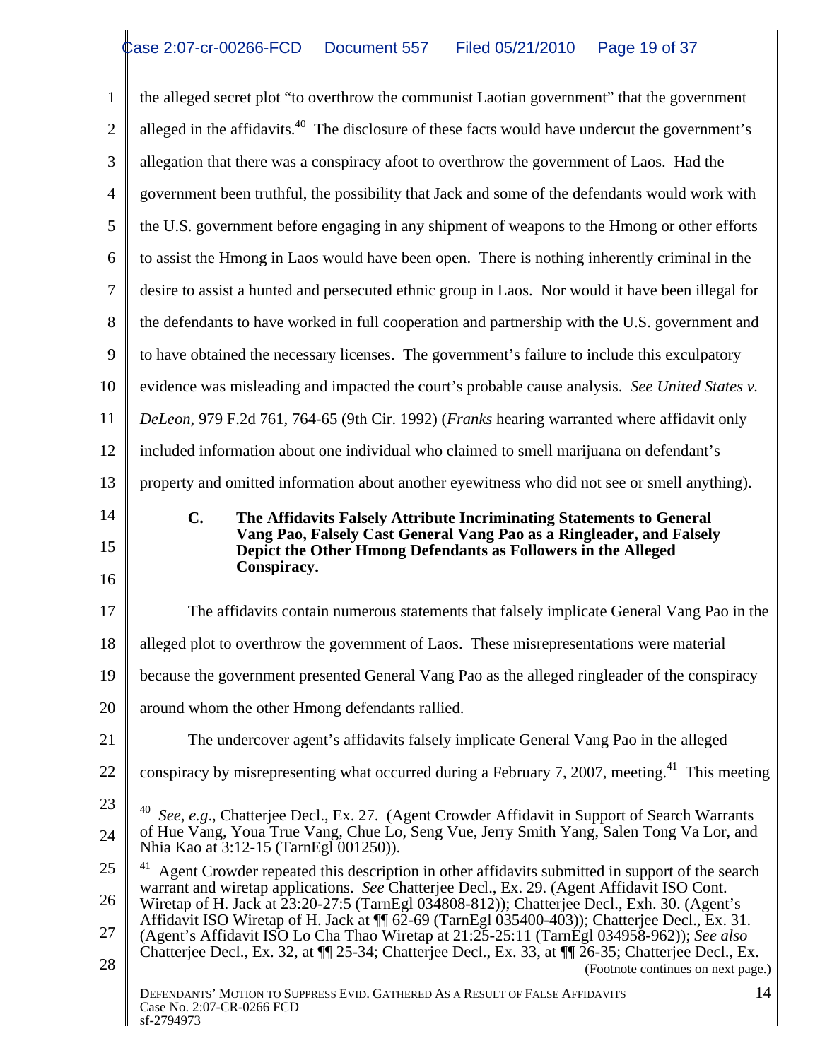the alleged secret plot "to overthrow the communist Laotian government" that the government alleged in the affidavits.[40] The disclosure of these facts would have undercut the government's allegation that there was a conspiracy afoot to overthrow the government of Laos. Had the government been truthful, the possibility that Jack and some of the defendants would work with the U.S. government before engaging in any shipment of weapons to the Hmong or other efforts to assist the Hmong in Laos would have been open. There is nothing inherently criminal in the desire to assist a hunted and persecuted ethnic group in Laos. Nor would it have been illegal for the defendants to have worked in full cooperation and partnership with the U.S. government and to have obtained the necessary licenses. The government's failure to include this exculpatory evidence was misleading and impacted the court's probable cause analysis. *See United States v. DeLeon*, 979 F.2d 761, 764-65 (9th Cir. 1992) (*Franks* hearing warranted where affidavit only included information about one individual who claimed to smell marijuana on defendant's property and omitted information about another eyewitness who did not see or smell anything).

### C. The Affidavits Falsely Attribute Incriminating Statements to General Vang Pao, Falsely Cast General Vang Pao as a Ringleader, and Falsely Depict the Other Hmong Defendants as Followers in the Alleged Conspiracy.

The affidavits contain numerous statements that falsely implicate General Vang Pao in the alleged plot to overthrow the government of Laos. These misrepresentations were material because the government presented General Vang Pao as the alleged ringleader of the conspiracy around whom the other Hmong defendants rallied.

The undercover agent's affidavits falsely implicate General Vang Pao in the alleged conspiracy by misrepresenting what occurred during a February 7, 2007, meeting.[41] This meeting

---

[40] *See*, *e.g*., Chatterjee Decl., Ex. 27. (Agent Crowder Affidavit in Support of Search Warrants of Hue Vang, Youa True Vang, Chue Lo, Seng Vue, Jerry Smith Yang, Salen Tong Va Lor, and Nhia Kao at 3:12-15 (TarnEgl 001250)).

[41] Agent Crowder repeated this description in other affidavits submitted in support of the search warrant and wiretap applications. *See* Chatterjee Decl., Ex. 29. (Agent Affidavit ISO Cont. Wiretap of H. Jack at 23:20-27:5 (TarnEgl 034808-812)); Chatterjee Decl., Exh. 30. (Agent's Affidavit ISO Wiretap of H. Jack at ¶¶ 62-69 (TarnEgl 035400-403)); Chatterjee Decl., Ex. 31. (Agent's Affidavit ISO Lo Cha Thao Wiretap at 21:25-25:11 (TarnEgl 034958-962)); *See also* Chatterjee Decl., Ex. 32, at ¶¶ 25-34; Chatterjee Decl., Ex. 33, at ¶¶ 26-35; Chatterjee Decl., Ex.

(Footnote continues on next page.)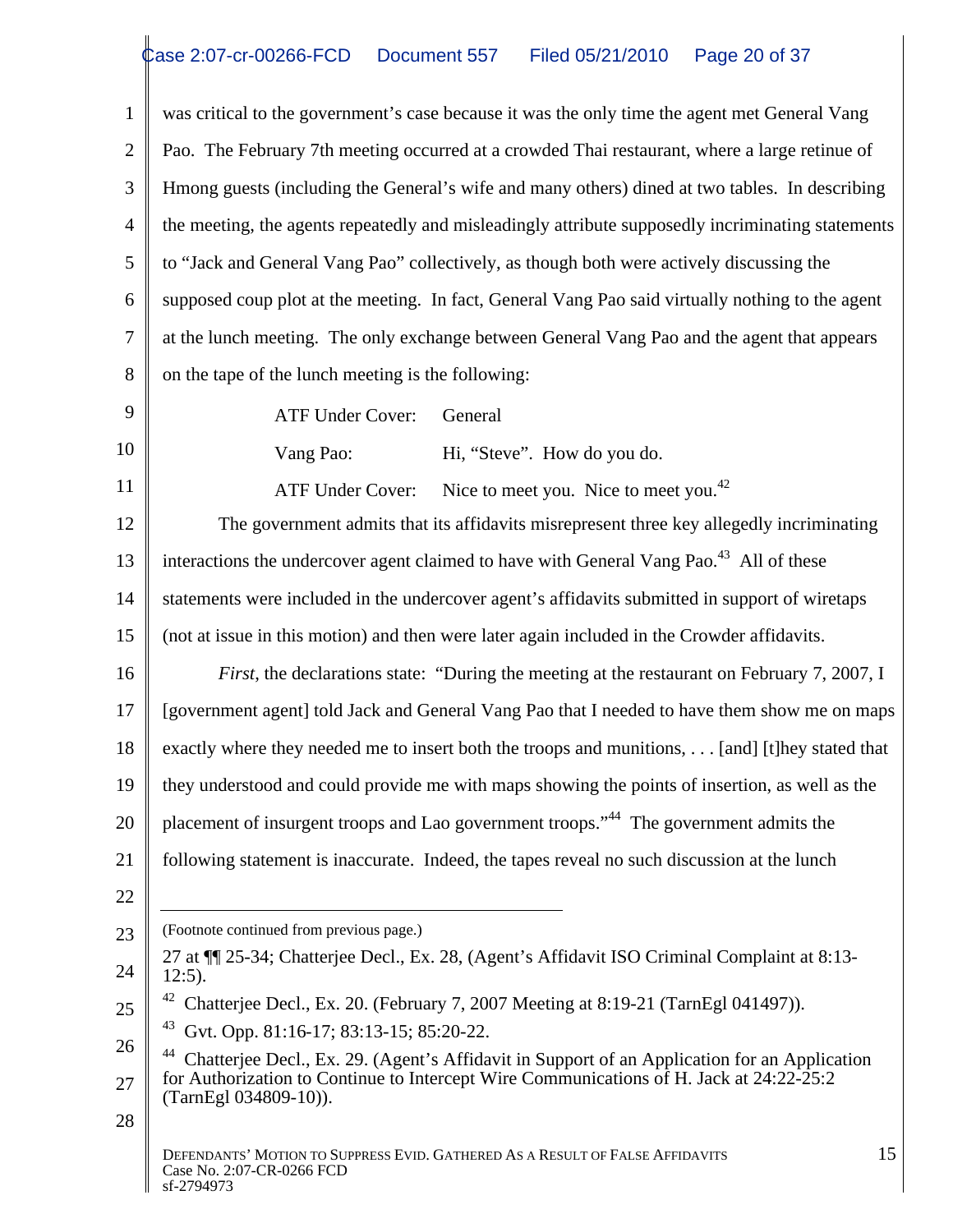was critical to the government's case because it was the only time the agent met General Vang Pao. The February 7th meeting occurred at a crowded Thai restaurant, where a large retinue of Hmong guests (including the General's wife and many others) dined at two tables. In describing the meeting, the agents repeatedly and misleadingly attribute supposedly incriminating statements to "Jack and General Vang Pao" collectively, as though both were actively discussing the supposed coup plot at the meeting. In fact, General Vang Pao said virtually nothing to the agent at the lunch meeting. The only exchange between General Vang Pao and the agent that appears on the tape of the lunch meeting is the following:

> ATF Under Cover: General
>
> Vang Pao: Hi, "Steve". How do you do.
>
> ATF Under Cover: Nice to meet you. Nice to meet you.[42]

The government admits that its affidavits misrepresent three key allegedly incriminating interactions the undercover agent claimed to have with General Vang Pao.[43] All of these statements were included in the undercover agent's affidavits submitted in support of wiretaps (not at issue in this motion) and then were later again included in the Crowder affidavits.

*First*, the declarations state: "During the meeting at the restaurant on February 7, 2007, I [government agent] told Jack and General Vang Pao that I needed to have them show me on maps exactly where they needed me to insert both the troops and munitions, . . . [and] [t]hey stated that they understood and could provide me with maps showing the points of insertion, as well as the placement of insurgent troops and Lao government troops."[44] The government admits the following statement is inaccurate. Indeed, the tapes reveal no such discussion at the lunch

---

(Footnote continued from previous page.)

27 at ¶¶ 25-34; Chatterjee Decl., Ex. 28, (Agent's Affidavit ISO Criminal Complaint at 8:13-12:5).

[42] Chatterjee Decl., Ex. 20. (February 7, 2007 Meeting at 8:19-21 (TarnEgl 041497)).

[43] Gvt. Opp. 81:16-17; 83:13-15; 85:20-22.

[44] Chatterjee Decl., Ex. 29. (Agent's Affidavit in Support of an Application for an Application for Authorization to Continue to Intercept Wire Communications of H. Jack at 24:22-25:2 (TarnEgl 034809-10)).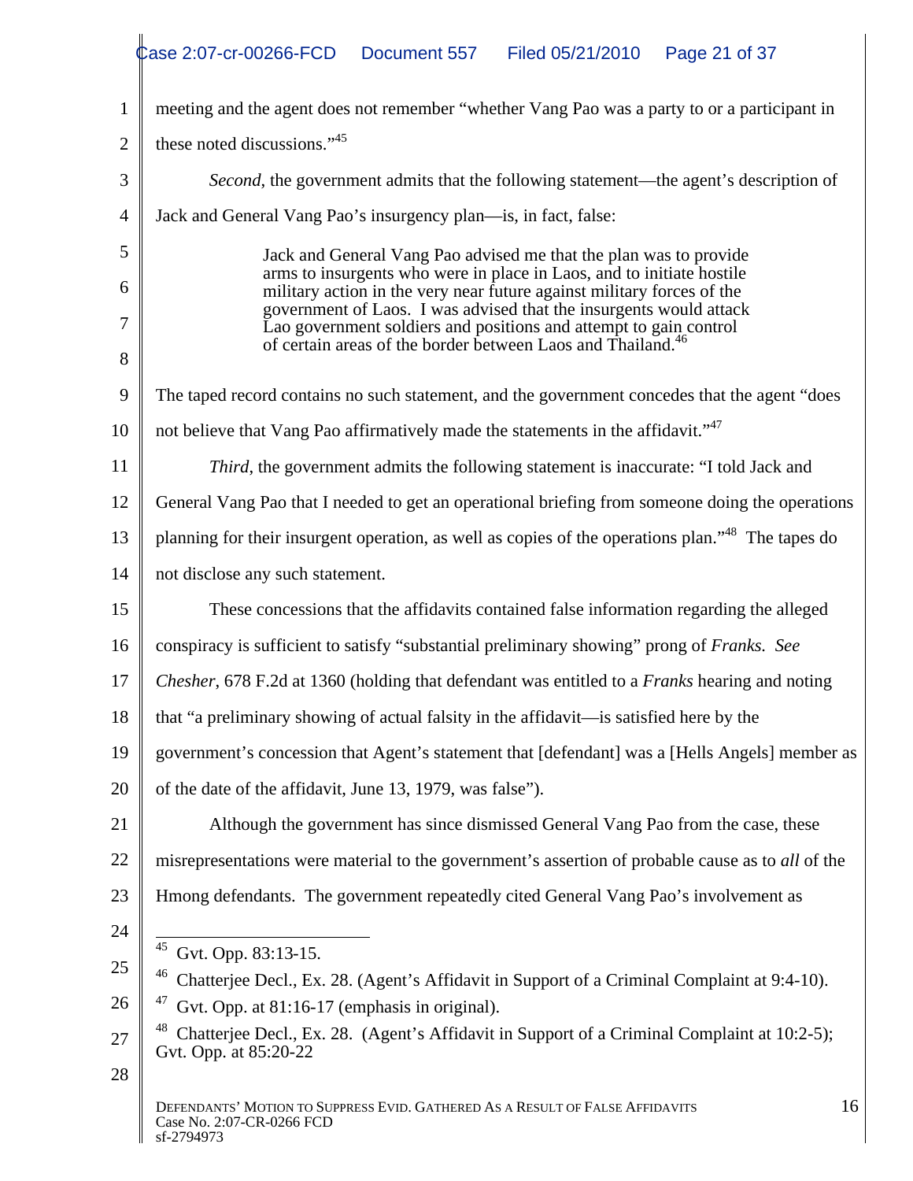meeting and the agent does not remember "whether Vang Pao was a party to or a participant in these noted discussions."[45]

*Second*, the government admits that the following statement—the agent's description of Jack and General Vang Pao's insurgency plan—is, in fact, false:

> Jack and General Vang Pao advised me that the plan was to provide arms to insurgents who were in place in Laos, and to initiate hostile military action in the very near future against military forces of the government of Laos. I was advised that the insurgents would attack Lao government soldiers and positions and attempt to gain control of certain areas of the border between Laos and Thailand.[46]

The taped record contains no such statement, and the government concedes that the agent "does not believe that Vang Pao affirmatively made the statements in the affidavit."[47]

*Third*, the government admits the following statement is inaccurate: "I told Jack and General Vang Pao that I needed to get an operational briefing from someone doing the operations planning for their insurgent operation, as well as copies of the operations plan."[48] The tapes do not disclose any such statement.

These concessions that the affidavits contained false information regarding the alleged conspiracy is sufficient to satisfy "substantial preliminary showing" prong of *Franks. See Chesher*, 678 F.2d at 1360 (holding that defendant was entitled to a *Franks* hearing and noting that "a preliminary showing of actual falsity in the affidavit—is satisfied here by the government's concession that Agent's statement that [defendant] was a [Hells Angels] member as of the date of the affidavit, June 13, 1979, was false").

Although the government has since dismissed General Vang Pao from the case, these misrepresentations were material to the government's assertion of probable cause as to *all* of the Hmong defendants. The government repeatedly cited General Vang Pao's involvement as

---

[45] Gvt. Opp. 83:13-15.

[46] Chatterjee Decl., Ex. 28. (Agent's Affidavit in Support of a Criminal Complaint at 9:4-10).

[47] Gvt. Opp. at 81:16-17 (emphasis in original).

[48] Chatterjee Decl., Ex. 28. (Agent's Affidavit in Support of a Criminal Complaint at 10:2-5); Gvt. Opp. at 85:20-22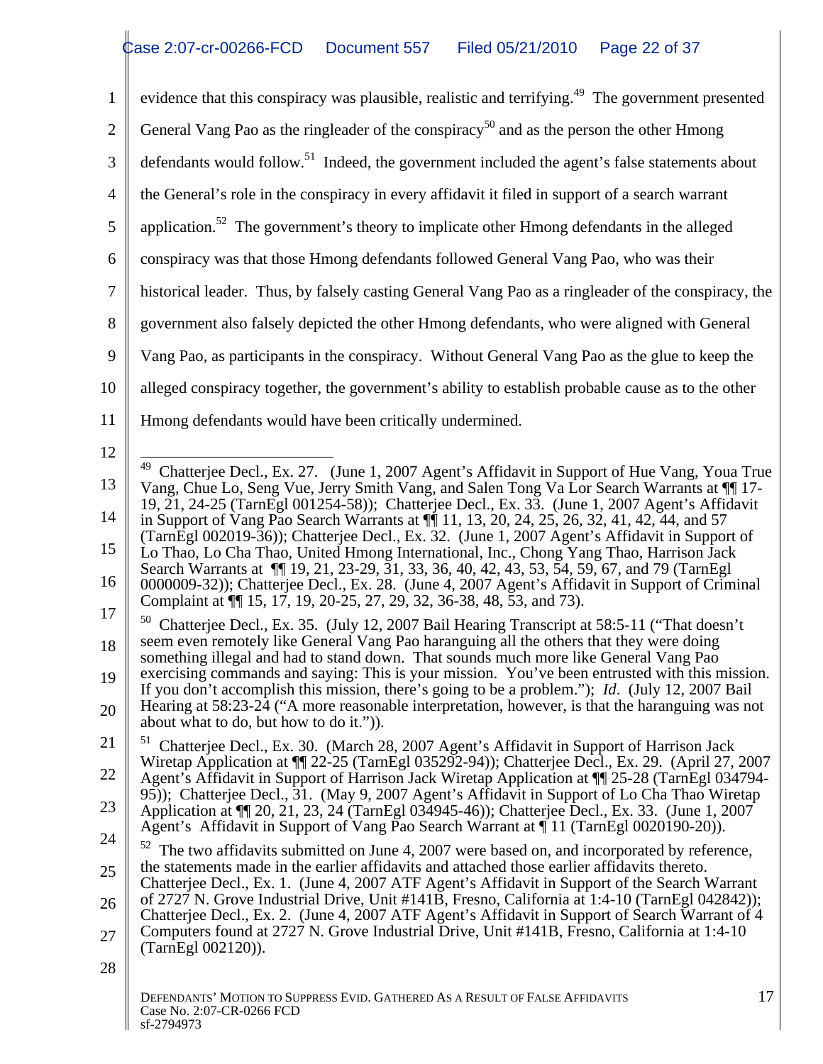evidence that this conspiracy was plausible, realistic and terrifying.[49] The government presented General Vang Pao as the ringleader of the conspiracy[50] and as the person the other Hmong defendants would follow.[51] Indeed, the government included the agent's false statements about the General's role in the conspiracy in every affidavit it filed in support of a search warrant application.[52] The government's theory to implicate other Hmong defendants in the alleged conspiracy was that those Hmong defendants followed General Vang Pao, who was their historical leader. Thus, by falsely casting General Vang Pao as a ringleader of the conspiracy, the government also falsely depicted the other Hmong defendants, who were aligned with General Vang Pao, as participants in the conspiracy. Without General Vang Pao as the glue to keep the alleged conspiracy together, the government's ability to establish probable cause as to the other Hmong defendants would have been critically undermined.

---

[49] Chatterjee Decl., Ex. 27. (June 1, 2007 Agent's Affidavit in Support of Hue Vang, Youa True Vang, Chue Lo, Seng Vue, Jerry Smith Vang, and Salen Tong Va Lor Search Warrants at ¶¶ 17-19, 21, 24-25 (TarnEgl 001254-58)); Chatterjee Decl., Ex. 33. (June 1, 2007 Agent's Affidavit in Support of Vang Pao Search Warrants at ¶¶ 11, 13, 20, 24, 25, 26, 32, 41, 42, 44, and 57 (TarnEgl 002019-36)); Chatterjee Decl., Ex. 32. (June 1, 2007 Agent's Affidavit in Support of Lo Thao, Lo Cha Thao, United Hmong International, Inc., Chong Yang Thao, Harrison Jack Search Warrants at ¶¶ 19, 21, 23-29, 31, 33, 36, 40, 42, 43, 53, 54, 59, 67, and 79 (TarnEgl 0000009-32)); Chatterjee Decl., Ex. 28. (June 4, 2007 Agent's Affidavit in Support of Criminal Complaint at ¶¶ 15, 17, 19, 20-25, 27, 29, 32, 36-38, 48, 53, and 73).

[50] Chatterjee Decl., Ex. 35. (July 12, 2007 Bail Hearing Transcript at 58:5-11 ("That doesn't seem even remotely like General Vang Pao haranguing all the others that they were doing something illegal and had to stand down. That sounds much more like General Vang Pao exercising commands and saying: This is your mission. You've been entrusted with this mission. If you don't accomplish this mission, there's going to be a problem."); *Id*. (July 12, 2007 Bail Hearing at 58:23-24 ("A more reasonable interpretation, however, is that the haranguing was not about what to do, but how to do it.")).

[51] Chatterjee Decl., Ex. 30. (March 28, 2007 Agent's Affidavit in Support of Harrison Jack Wiretap Application at ¶¶ 22-25 (TarnEgl 035292-94)); Chatterjee Decl., Ex. 29. (April 27, 2007 Agent's Affidavit in Support of Harrison Jack Wiretap Application at ¶¶ 25-28 (TarnEgl 034794-95)); Chatterjee Decl., 31. (May 9, 2007 Agent's Affidavit in Support of Lo Cha Thao Wiretap Application at ¶¶ 20, 21, 23, 24 (TarnEgl 034945-46)); Chatterjee Decl., Ex. 33. (June 1, 2007 Agent's Affidavit in Support of Vang Pao Search Warrant at ¶ 11 (TarnEgl 0020190-20)).

[52] The two affidavits submitted on June 4, 2007 were based on, and incorporated by reference, the statements made in the earlier affidavits and attached those earlier affidavits thereto. Chatterjee Decl., Ex. 1. (June 4, 2007 ATF Agent's Affidavit in Support of the Search Warrant of 2727 N. Grove Industrial Drive, Unit #141B, Fresno, California at 1:4-10 (TarnEgl 042842)); Chatterjee Decl., Ex. 2. (June 4, 2007 ATF Agent's Affidavit in Support of Search Warrant of 4 Computers found at 2727 N. Grove Industrial Drive, Unit #141B, Fresno, California at 1:4-10 (TarnEgl 002120)).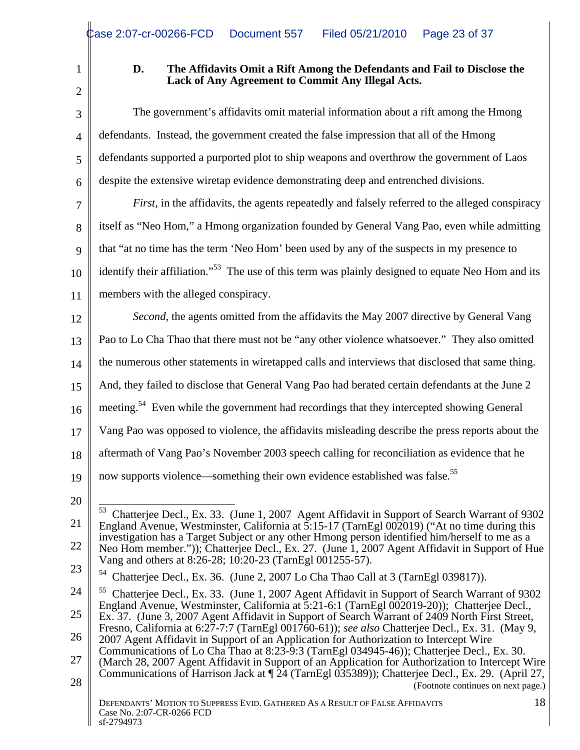### D. The Affidavits Omit a Rift Among the Defendants and Fail to Disclose the Lack of Any Agreement to Commit Any Illegal Acts.

The government's affidavits omit material information about a rift among the Hmong defendants. Instead, the government created the false impression that all of the Hmong defendants supported a purported plot to ship weapons and overthrow the government of Laos despite the extensive wiretap evidence demonstrating deep and entrenched divisions.

*First*, in the affidavits, the agents repeatedly and falsely referred to the alleged conspiracy itself as "Neo Hom," a Hmong organization founded by General Vang Pao, even while admitting that "at no time has the term 'Neo Hom' been used by any of the suspects in my presence to identify their affiliation."[53] The use of this term was plainly designed to equate Neo Hom and its members with the alleged conspiracy.

*Second*, the agents omitted from the affidavits the May 2007 directive by General Vang Pao to Lo Cha Thao that there must not be "any other violence whatsoever." They also omitted the numerous other statements in wiretapped calls and interviews that disclosed that same thing. And, they failed to disclose that General Vang Pao had berated certain defendants at the June 2 meeting.[54] Even while the government had recordings that they intercepted showing General Vang Pao was opposed to violence, the affidavits misleading describe the press reports about the aftermath of Vang Pao's November 2003 speech calling for reconciliation as evidence that he now supports violence—something their own evidence established was false.[55]

---

[53] Chatterjee Decl., Ex. 33. (June 1, 2007 Agent Affidavit in Support of Search Warrant of 9302 England Avenue, Westminster, California at 5:15-17 (TarnEgl 002019) ("At no time during this investigation has a Target Subject or any other Hmong person identified him/herself to me as a Neo Hom member.")); Chatterjee Decl., Ex. 27. (June 1, 2007 Agent Affidavit in Support of Hue Vang and others at 8:26-28; 10:20-23 (TarnEgl 001255-57).

[54] Chatterjee Decl., Ex. 36. (June 2, 2007 Lo Cha Thao Call at 3 (TarnEgl 039817)).

[55] Chatterjee Decl., Ex. 33. (June 1, 2007 Agent Affidavit in Support of Search Warrant of 9302 England Avenue, Westminster, California at 5:21-6:1 (TarnEgl 002019-20)); Chatterjee Decl., Ex. 37. (June 3, 2007 Agent Affidavit in Support of Search Warrant of 2409 North First Street, Fresno, California at 6:27-7:7 (TarnEgl 001760-61)); *see also* Chatterjee Decl., Ex. 31. (May 9, 2007 Agent Affidavit in Support of an Application for Authorization to Intercept Wire Communications of Lo Cha Thao at 8:23-9:3 (TarnEgl 034945-46)); Chatterjee Decl., Ex. 30. (March 28, 2007 Agent Affidavit in Support of an Application for Authorization to Intercept Wire Communications of Harrison Jack at ¶ 24 (TarnEgl 035389)); Chatterjee Decl., Ex. 29. (April 27,

(Footnote continues on next page.)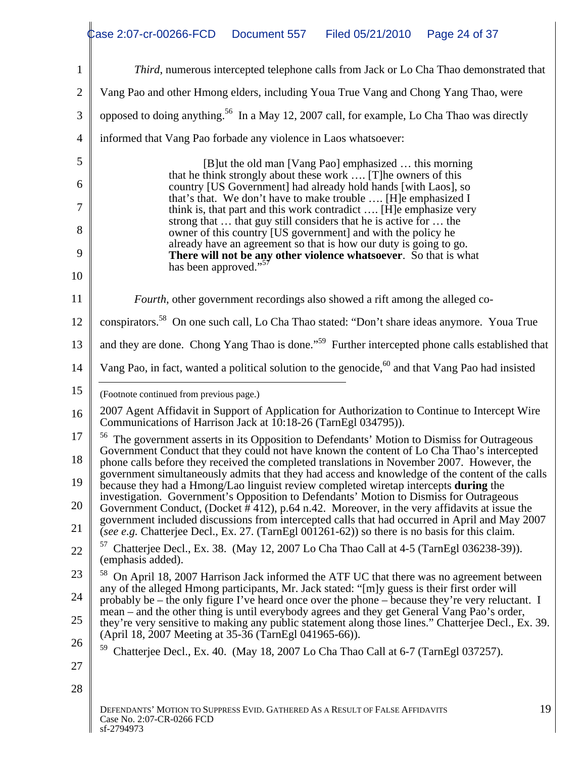*Third*, numerous intercepted telephone calls from Jack or Lo Cha Thao demonstrated that Vang Pao and other Hmong elders, including Youa True Vang and Chong Yang Thao, were opposed to doing anything.[56] In a May 12, 2007 call, for example, Lo Cha Thao was directly informed that Vang Pao forbade any violence in Laos whatsoever:

> [B]ut the old man [Vang Pao] emphasized … this morning that he think strongly about these work …. [T]he owners of this country [US Government] had already hold hands [with Laos], so that's that. We don't have to make trouble …. [H]e emphasized I think is, that part and this work contradict …. [H]e emphasize very strong that … that guy still considers that he is active for … the owner of this country [US government] and with the policy he already have an agreement so that is how our duty is going to go. **There will not be any other violence whatsoever**. So that is what has been approved."[57]

*Fourth*, other government recordings also showed a rift among the alleged co-conspirators.[58] On one such call, Lo Cha Thao stated: "Don't share ideas anymore. Youa True and they are done. Chong Yang Thao is done."[59] Further intercepted phone calls established that Vang Pao, in fact, wanted a political solution to the genocide,[60] and that Vang Pao had insisted

---

(Footnote continued from previous page.)

2007 Agent Affidavit in Support of Application for Authorization to Continue to Intercept Wire Communications of Harrison Jack at 10:18-26 (TarnEgl 034795)).

[56] The government asserts in its Opposition to Defendants' Motion to Dismiss for Outrageous Government Conduct that they could not have known the content of Lo Cha Thao's intercepted phone calls before they received the completed translations in November 2007. However, the government simultaneously admits that they had access and knowledge of the content of the calls because they had a Hmong/Lao linguist review completed wiretap intercepts **during** the investigation. Government's Opposition to Defendants' Motion to Dismiss for Outrageous Government Conduct, (Docket # 412), p.64 n.42. Moreover, in the very affidavits at issue the government included discussions from intercepted calls that had occurred in April and May 2007 (*see e.g.* Chatterjee Decl., Ex. 27. (TarnEgl 001261-62)) so there is no basis for this claim.

[57] Chatterjee Decl., Ex. 38. (May 12, 2007 Lo Cha Thao Call at 4-5 (TarnEgl 036238-39)). (emphasis added).

[58] On April 18, 2007 Harrison Jack informed the ATF UC that there was no agreement between any of the alleged Hmong participants, Mr. Jack stated: "[m]y guess is their first order will probably be – the only figure I've heard once over the phone – because they're very reluctant. I mean – and the other thing is until everybody agrees and they get General Vang Pao's order, they're very sensitive to making any public statement along those lines." Chatterjee Decl., Ex. 39. (April 18, 2007 Meeting at 35-36 (TarnEgl 041965-66)).

[59] Chatterjee Decl., Ex. 40. (May 18, 2007 Lo Cha Thao Call at 6-7 (TarnEgl 037257).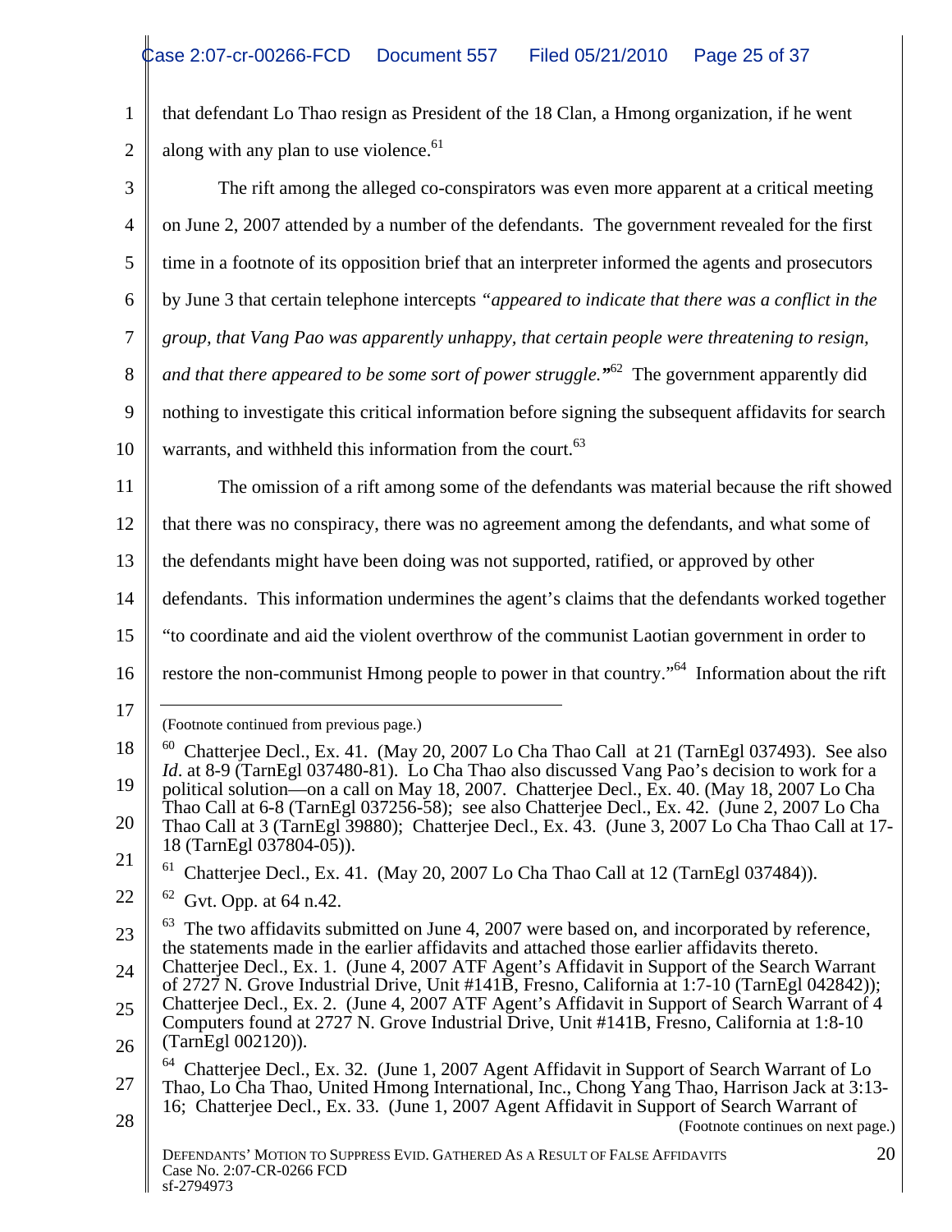that defendant Lo Thao resign as President of the 18 Clan, a Hmong organization, if he went along with any plan to use violence.[61]

The rift among the alleged co-conspirators was even more apparent at a critical meeting on June 2, 2007 attended by a number of the defendants. The government revealed for the first time in a footnote of its opposition brief that an interpreter informed the agents and prosecutors by June 3 that certain telephone intercepts *"appeared to indicate that there was a conflict in the group, that Vang Pao was apparently unhappy, that certain people were threatening to resign, and that there appeared to be some sort of power struggle."*[62] The government apparently did nothing to investigate this critical information before signing the subsequent affidavits for search warrants, and withheld this information from the court.[63]

The omission of a rift among some of the defendants was material because the rift showed that there was no conspiracy, there was no agreement among the defendants, and what some of the defendants might have been doing was not supported, ratified, or approved by other defendants. This information undermines the agent's claims that the defendants worked together "to coordinate and aid the violent overthrow of the communist Laotian government in order to restore the non-communist Hmong people to power in that country."[64] Information about the rift

---

(Footnote continued from previous page.)

[60] Chatterjee Decl., Ex. 41. (May 20, 2007 Lo Cha Thao Call at 21 (TarnEgl 037493). See also *Id*. at 8-9 (TarnEgl 037480-81). Lo Cha Thao also discussed Vang Pao's decision to work for a political solution—on a call on May 18, 2007. Chatterjee Decl., Ex. 40. (May 18, 2007 Lo Cha Thao Call at 6-8 (TarnEgl 037256-58); see also Chatterjee Decl., Ex. 42. (June 2, 2007 Lo Cha Thao Call at 3 (TarnEgl 39880); Chatterjee Decl., Ex. 43. (June 3, 2007 Lo Cha Thao Call at 17-18 (TarnEgl 037804-05)).

[61] Chatterjee Decl., Ex. 41. (May 20, 2007 Lo Cha Thao Call at 12 (TarnEgl 037484)).

[62] Gvt. Opp. at 64 n.42.

[63] The two affidavits submitted on June 4, 2007 were based on, and incorporated by reference, the statements made in the earlier affidavits and attached those earlier affidavits thereto. Chatterjee Decl., Ex. 1. (June 4, 2007 ATF Agent's Affidavit in Support of the Search Warrant of 2727 N. Grove Industrial Drive, Unit #141B, Fresno, California at 1:7-10 (TarnEgl 042842)); Chatterjee Decl., Ex. 2. (June 4, 2007 ATF Agent's Affidavit in Support of Search Warrant of 4 Computers found at 2727 N. Grove Industrial Drive, Unit #141B, Fresno, California at 1:8-10 (TarnEgl 002120)).

[64] Chatterjee Decl., Ex. 32. (June 1, 2007 Agent Affidavit in Support of Search Warrant of Lo Thao, Lo Cha Thao, United Hmong International, Inc., Chong Yang Thao, Harrison Jack at 3:13-16; Chatterjee Decl., Ex. 33. (June 1, 2007 Agent Affidavit in Support of Search Warrant of

(Footnote continues on next page.)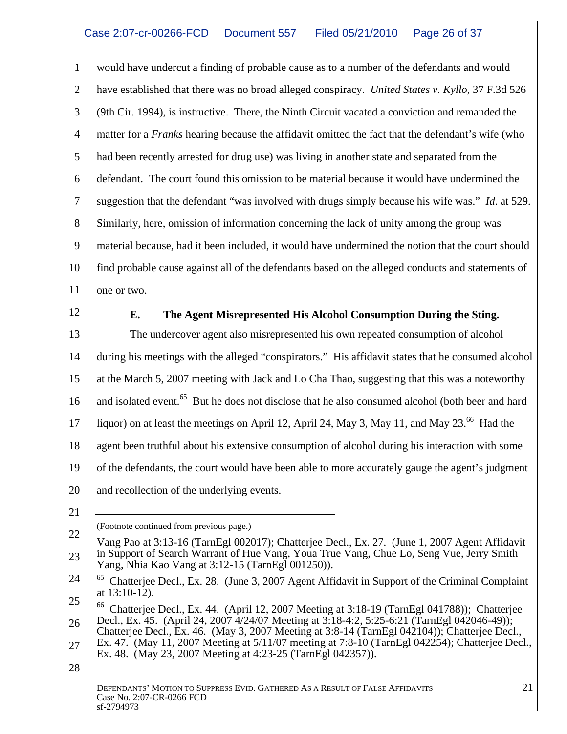would have undercut a finding of probable cause as to a number of the defendants and would have established that there was no broad alleged conspiracy. *United States v. Kyllo*, 37 F.3d 526 (9th Cir. 1994), is instructive. There, the Ninth Circuit vacated a conviction and remanded the matter for a *Franks* hearing because the affidavit omitted the fact that the defendant's wife (who had been recently arrested for drug use) was living in another state and separated from the defendant. The court found this omission to be material because it would have undermined the suggestion that the defendant "was involved with drugs simply because his wife was." *Id.* at 529. Similarly, here, omission of information concerning the lack of unity among the group was material because, had it been included, it would have undermined the notion that the court should find probable cause against all of the defendants based on the alleged conducts and statements of one or two.

### E. The Agent Misrepresented His Alcohol Consumption During the Sting.

The undercover agent also misrepresented his own repeated consumption of alcohol during his meetings with the alleged "conspirators." His affidavit states that he consumed alcohol at the March 5, 2007 meeting with Jack and Lo Cha Thao, suggesting that this was a noteworthy and isolated event.[65] But he does not disclose that he also consumed alcohol (both beer and hard liquor) on at least the meetings on April 12, April 24, May 3, May 11, and May 23.[66] Had the agent been truthful about his extensive consumption of alcohol during his interaction with some of the defendants, the court would have been able to more accurately gauge the agent's judgment and recollection of the underlying events.

---

(Footnote continued from previous page.)

Vang Pao at 3:13-16 (TarnEgl 002017); Chatterjee Decl., Ex. 27. (June 1, 2007 Agent Affidavit in Support of Search Warrant of Hue Vang, Youa True Vang, Chue Lo, Seng Vue, Jerry Smith Yang, Nhia Kao Vang at 3:12-15 (TarnEgl 001250)).

[65] Chatterjee Decl., Ex. 28. (June 3, 2007 Agent Affidavit in Support of the Criminal Complaint at 13:10-12).

[66] Chatterjee Decl., Ex. 44. (April 12, 2007 Meeting at 3:18-19 (TarnEgl 041788)); Chatterjee Decl., Ex. 45. (April 24, 2007 4/24/07 Meeting at 3:18-4:2, 5:25-6:21 (TarnEgl 042046-49)); Chatterjee Decl., Ex. 46. (May 3, 2007 Meeting at 3:8-14 (TarnEgl 042104)); Chatterjee Decl., Ex. 47. (May 11, 2007 Meeting at 5/11/07 meeting at 7:8-10 (TarnEgl 042254); Chatterjee Decl., Ex. 48. (May 23, 2007 Meeting at 4:23-25 (TarnEgl 042357)).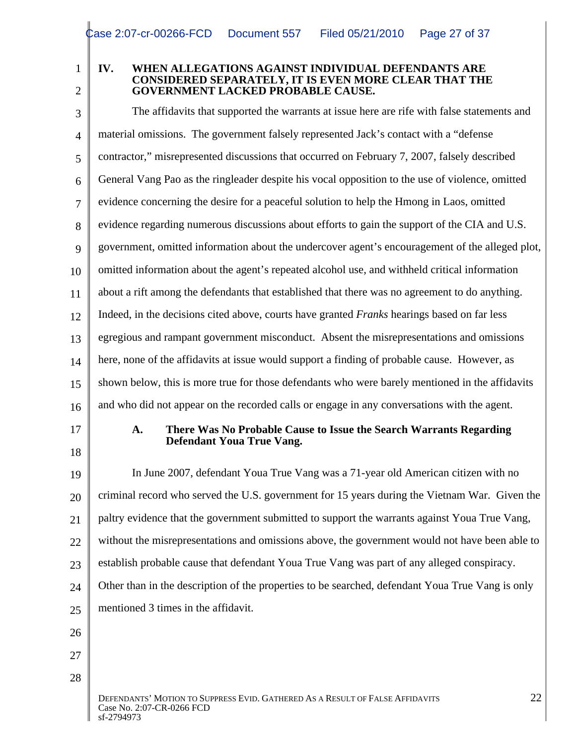## IV. WHEN ALLEGATIONS AGAINST INDIVIDUAL DEFENDANTS ARE CONSIDERED SEPARATELY, IT IS EVEN MORE CLEAR THAT THE GOVERNMENT LACKED PROBABLE CAUSE.

The affidavits that supported the warrants at issue here are rife with false statements and material omissions. The government falsely represented Jack's contact with a "defense contractor," misrepresented discussions that occurred on February 7, 2007, falsely described General Vang Pao as the ringleader despite his vocal opposition to the use of violence, omitted evidence concerning the desire for a peaceful solution to help the Hmong in Laos, omitted evidence regarding numerous discussions about efforts to gain the support of the CIA and U.S. government, omitted information about the undercover agent's encouragement of the alleged plot, omitted information about the agent's repeated alcohol use, and withheld critical information about a rift among the defendants that established that there was no agreement to do anything. Indeed, in the decisions cited above, courts have granted *Franks* hearings based on far less egregious and rampant government misconduct. Absent the misrepresentations and omissions here, none of the affidavits at issue would support a finding of probable cause. However, as shown below, this is more true for those defendants who were barely mentioned in the affidavits and who did not appear on the recorded calls or engage in any conversations with the agent.

### A. There Was No Probable Cause to Issue the Search Warrants Regarding Defendant Youa True Vang.

In June 2007, defendant Youa True Vang was a 71-year old American citizen with no criminal record who served the U.S. government for 15 years during the Vietnam War. Given the paltry evidence that the government submitted to support the warrants against Youa True Vang, without the misrepresentations and omissions above, the government would not have been able to establish probable cause that defendant Youa True Vang was part of any alleged conspiracy. Other than in the description of the properties to be searched, defendant Youa True Vang is only mentioned 3 times in the affidavit.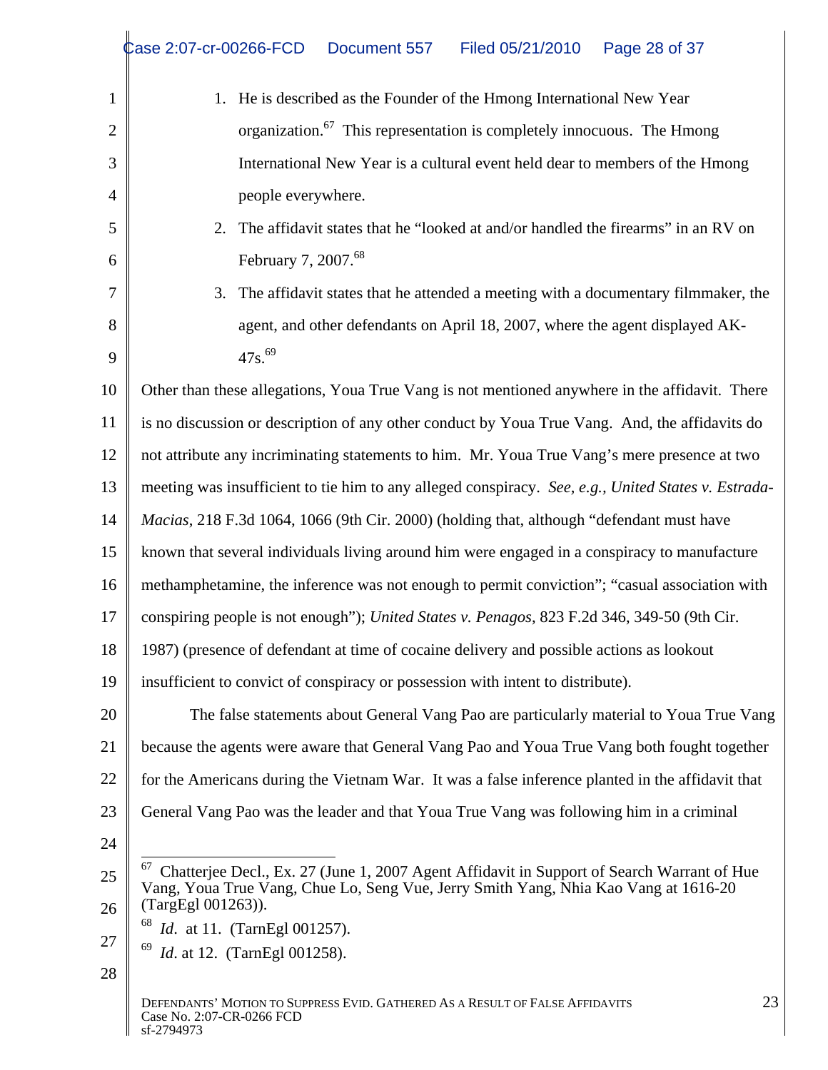1. He is described as the Founder of the Hmong International New Year organization.[67] This representation is completely innocuous. The Hmong International New Year is a cultural event held dear to members of the Hmong people everywhere.
2. The affidavit states that he "looked at and/or handled the firearms" in an RV on February 7, 2007.[68]
3. The affidavit states that he attended a meeting with a documentary filmmaker, the agent, and other defendants on April 18, 2007, where the agent displayed AK-47s.[69]

Other than these allegations, Youa True Vang is not mentioned anywhere in the affidavit. There is no discussion or description of any other conduct by Youa True Vang. And, the affidavits do not attribute any incriminating statements to him. Mr. Youa True Vang's mere presence at two meeting was insufficient to tie him to any alleged conspiracy. *See, e.g., United States v. Estrada-Macias*, 218 F.3d 1064, 1066 (9th Cir. 2000) (holding that, although "defendant must have known that several individuals living around him were engaged in a conspiracy to manufacture methamphetamine, the inference was not enough to permit conviction"; "casual association with conspiring people is not enough"); *United States v. Penagos*, 823 F.2d 346, 349-50 (9th Cir. 1987) (presence of defendant at time of cocaine delivery and possible actions as lookout insufficient to convict of conspiracy or possession with intent to distribute).

The false statements about General Vang Pao are particularly material to Youa True Vang because the agents were aware that General Vang Pao and Youa True Vang both fought together for the Americans during the Vietnam War. It was a false inference planted in the affidavit that General Vang Pao was the leader and that Youa True Vang was following him in a criminal

---

[67] Chatterjee Decl., Ex. 27 (June 1, 2007 Agent Affidavit in Support of Search Warrant of Hue Vang, Youa True Vang, Chue Lo, Seng Vue, Jerry Smith Yang, Nhia Kao Vang at 1616-20 (TargEgl 001263)).

[68] *Id*. at 11. (TarnEgl 001257).

[69] *Id*. at 12. (TarnEgl 001258).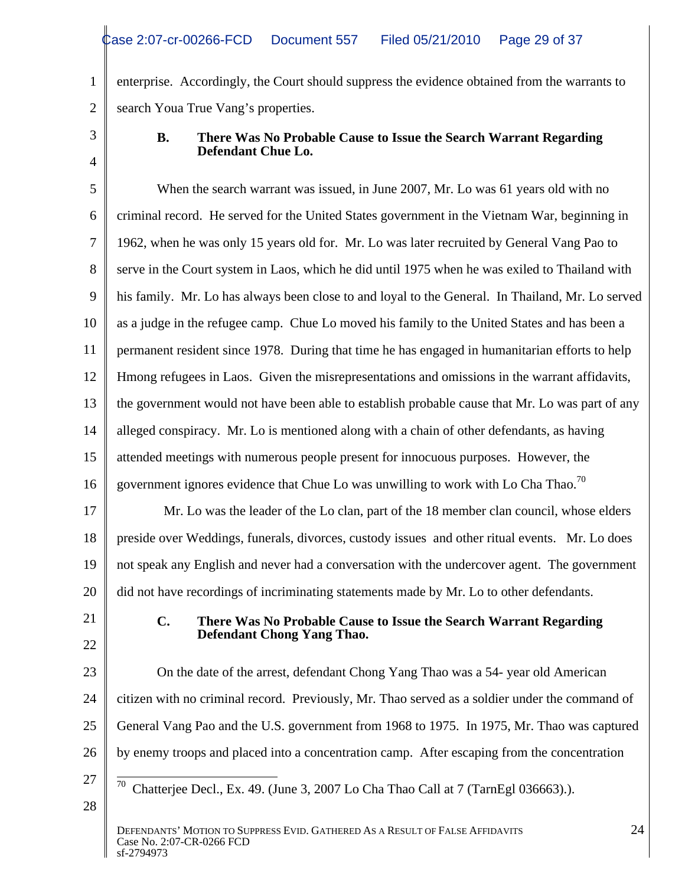enterprise. Accordingly, the Court should suppress the evidence obtained from the warrants to search Youa True Vang's properties.

### B. There Was No Probable Cause to Issue the Search Warrant Regarding Defendant Chue Lo.

When the search warrant was issued, in June 2007, Mr. Lo was 61 years old with no criminal record. He served for the United States government in the Vietnam War, beginning in 1962, when he was only 15 years old for. Mr. Lo was later recruited by General Vang Pao to serve in the Court system in Laos, which he did until 1975 when he was exiled to Thailand with his family. Mr. Lo has always been close to and loyal to the General. In Thailand, Mr. Lo served as a judge in the refugee camp. Chue Lo moved his family to the United States and has been a permanent resident since 1978. During that time he has engaged in humanitarian efforts to help Hmong refugees in Laos. Given the misrepresentations and omissions in the warrant affidavits, the government would not have been able to establish probable cause that Mr. Lo was part of any alleged conspiracy. Mr. Lo is mentioned along with a chain of other defendants, as having attended meetings with numerous people present for innocuous purposes. However, the government ignores evidence that Chue Lo was unwilling to work with Lo Cha Thao.[70]

Mr. Lo was the leader of the Lo clan, part of the 18 member clan council, whose elders preside over Weddings, funerals, divorces, custody issues and other ritual events. Mr. Lo does not speak any English and never had a conversation with the undercover agent. The government did not have recordings of incriminating statements made by Mr. Lo to other defendants.

### C. There Was No Probable Cause to Issue the Search Warrant Regarding Defendant Chong Yang Thao.

On the date of the arrest, defendant Chong Yang Thao was a 54- year old American citizen with no criminal record. Previously, Mr. Thao served as a soldier under the command of General Vang Pao and the U.S. government from 1968 to 1975. In 1975, Mr. Thao was captured by enemy troops and placed into a concentration camp. After escaping from the concentration

---

[70] Chatterjee Decl., Ex. 49. (June 3, 2007 Lo Cha Thao Call at 7 (TarnEgl 036663).).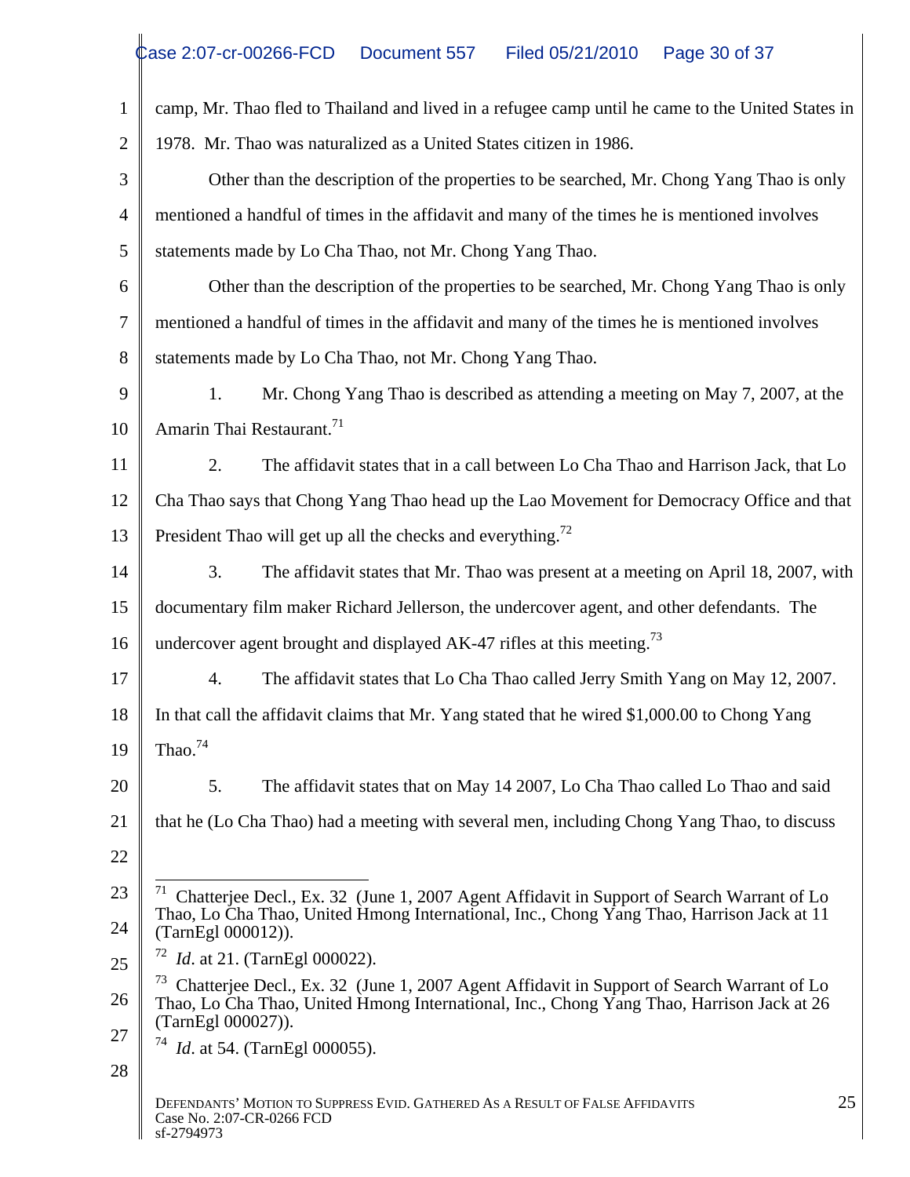camp, Mr. Thao fled to Thailand and lived in a refugee camp until he came to the United States in 1978. Mr. Thao was naturalized as a United States citizen in 1986.

Other than the description of the properties to be searched, Mr. Chong Yang Thao is only mentioned a handful of times in the affidavit and many of the times he is mentioned involves statements made by Lo Cha Thao, not Mr. Chong Yang Thao.

Other than the description of the properties to be searched, Mr. Chong Yang Thao is only mentioned a handful of times in the affidavit and many of the times he is mentioned involves statements made by Lo Cha Thao, not Mr. Chong Yang Thao.

1. Mr. Chong Yang Thao is described as attending a meeting on May 7, 2007, at the Amarin Thai Restaurant.[71]

2. The affidavit states that in a call between Lo Cha Thao and Harrison Jack, that Lo Cha Thao says that Chong Yang Thao head up the Lao Movement for Democracy Office and that President Thao will get up all the checks and everything.[72]

3. The affidavit states that Mr. Thao was present at a meeting on April 18, 2007, with documentary film maker Richard Jellerson, the undercover agent, and other defendants. The undercover agent brought and displayed AK-47 rifles at this meeting.[73]

4. The affidavit states that Lo Cha Thao called Jerry Smith Yang on May 12, 2007. In that call the affidavit claims that Mr. Yang stated that he wired $1,000.00 to Chong Yang Thao.[74]

5. The affidavit states that on May 14 2007, Lo Cha Thao called Lo Thao and said that he (Lo Cha Thao) had a meeting with several men, including Chong Yang Thao, to discuss

---

[71] Chatterjee Decl., Ex. 32 (June 1, 2007 Agent Affidavit in Support of Search Warrant of Lo Thao, Lo Cha Thao, United Hmong International, Inc., Chong Yang Thao, Harrison Jack at 11 (TarnEgl 000012)).

[72] *Id*. at 21. (TarnEgl 000022).

[73] Chatterjee Decl., Ex. 32 (June 1, 2007 Agent Affidavit in Support of Search Warrant of Lo Thao, Lo Cha Thao, United Hmong International, Inc., Chong Yang Thao, Harrison Jack at 26 (TarnEgl 000027)).

[74] *Id*. at 54. (TarnEgl 000055).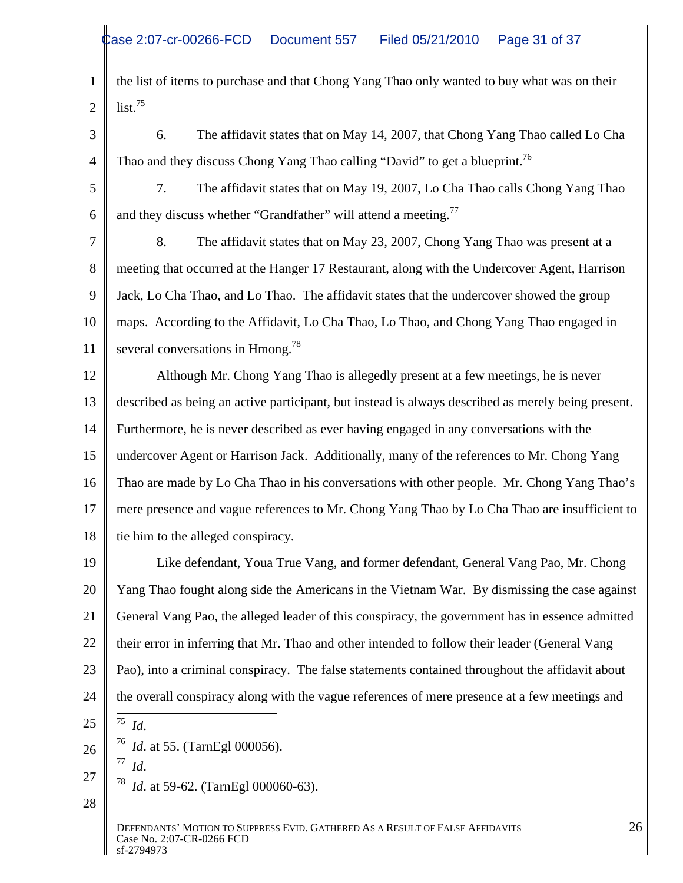the list of items to purchase and that Chong Yang Thao only wanted to buy what was on their list.[75]

6. The affidavit states that on May 14, 2007, that Chong Yang Thao called Lo Cha Thao and they discuss Chong Yang Thao calling "David" to get a blueprint.[76]

7. The affidavit states that on May 19, 2007, Lo Cha Thao calls Chong Yang Thao and they discuss whether "Grandfather" will attend a meeting.[77]

8. The affidavit states that on May 23, 2007, Chong Yang Thao was present at a meeting that occurred at the Hanger 17 Restaurant, along with the Undercover Agent, Harrison Jack, Lo Cha Thao, and Lo Thao. The affidavit states that the undercover showed the group maps. According to the Affidavit, Lo Cha Thao, Lo Thao, and Chong Yang Thao engaged in several conversations in Hmong.[78]

Although Mr. Chong Yang Thao is allegedly present at a few meetings, he is never described as being an active participant, but instead is always described as merely being present. Furthermore, he is never described as ever having engaged in any conversations with the undercover Agent or Harrison Jack. Additionally, many of the references to Mr. Chong Yang Thao are made by Lo Cha Thao in his conversations with other people. Mr. Chong Yang Thao's mere presence and vague references to Mr. Chong Yang Thao by Lo Cha Thao are insufficient to tie him to the alleged conspiracy.

Like defendant, Youa True Vang, and former defendant, General Vang Pao, Mr. Chong Yang Thao fought along side the Americans in the Vietnam War. By dismissing the case against General Vang Pao, the alleged leader of this conspiracy, the government has in essence admitted their error in inferring that Mr. Thao and other intended to follow their leader (General Vang Pao), into a criminal conspiracy. The false statements contained throughout the affidavit about the overall conspiracy along with the vague references of mere presence at a few meetings and

---

[75] *Id*.

[76] *Id*. at 55. (TarnEgl 000056).

[77] *Id*.

[78] *Id*. at 59-62. (TarnEgl 000060-63).

DEFENDANTS' MOTION TO SUPPRESS EVID. GATHERED AS A RESULT OF FALSE AFFIDAVITS
Case No. 2:07-CR-0266 FCD
sf-2794973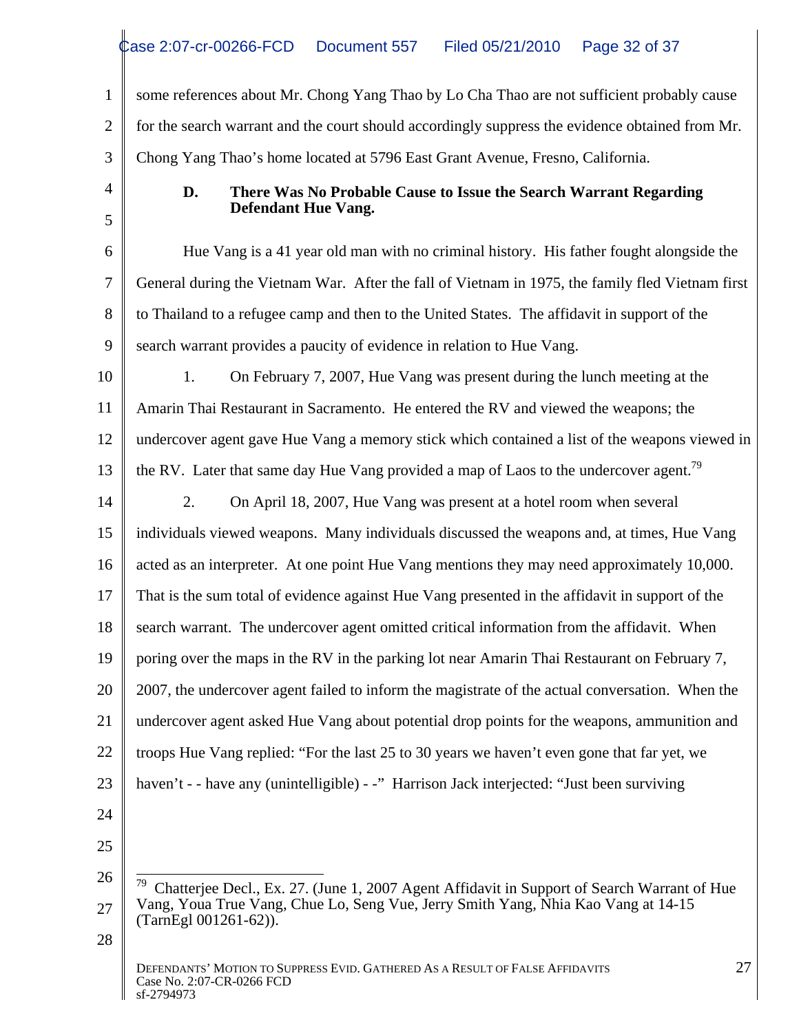some references about Mr. Chong Yang Thao by Lo Cha Thao are not sufficient probably cause for the search warrant and the court should accordingly suppress the evidence obtained from Mr. Chong Yang Thao's home located at 5796 East Grant Avenue, Fresno, California.

**D. There Was No Probable Cause to Issue the Search Warrant Regarding Defendant Hue Vang.**

Hue Vang is a 41 year old man with no criminal history. His father fought alongside the General during the Vietnam War. After the fall of Vietnam in 1975, the family fled Vietnam first to Thailand to a refugee camp and then to the United States. The affidavit in support of the search warrant provides a paucity of evidence in relation to Hue Vang.

1. On February 7, 2007, Hue Vang was present during the lunch meeting at the Amarin Thai Restaurant in Sacramento. He entered the RV and viewed the weapons; the undercover agent gave Hue Vang a memory stick which contained a list of the weapons viewed in the RV. Later that same day Hue Vang provided a map of Laos to the undercover agent.[79]

2. On April 18, 2007, Hue Vang was present at a hotel room when several individuals viewed weapons. Many individuals discussed the weapons and, at times, Hue Vang acted as an interpreter. At one point Hue Vang mentions they may need approximately 10,000. That is the sum total of evidence against Hue Vang presented in the affidavit in support of the search warrant. The undercover agent omitted critical information from the affidavit. When poring over the maps in the RV in the parking lot near Amarin Thai Restaurant on February 7, 2007, the undercover agent failed to inform the magistrate of the actual conversation. When the undercover agent asked Hue Vang about potential drop points for the weapons, ammunition and troops Hue Vang replied: "For the last 25 to 30 years we haven't even gone that far yet, we haven't - - have any (unintelligible) - -" Harrison Jack interjected: "Just been surviving

---

[79] Chatterjee Decl., Ex. 27. (June 1, 2007 Agent Affidavit in Support of Search Warrant of Hue Vang, Youa True Vang, Chue Lo, Seng Vue, Jerry Smith Yang, Nhia Kao Vang at 14-15 (TarnEgl 001261-62)).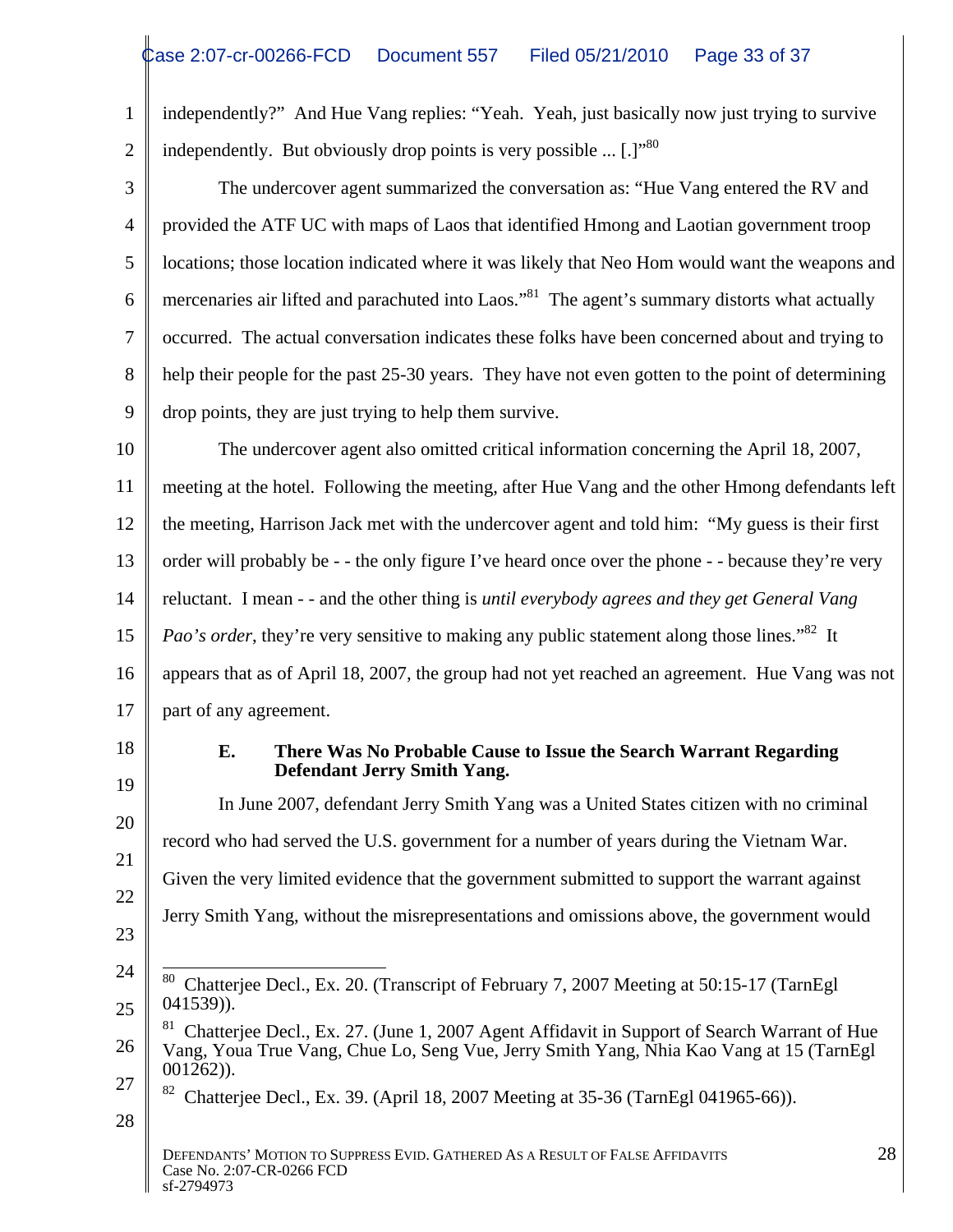independently?" And Hue Vang replies: "Yeah. Yeah, just basically now just trying to survive independently. But obviously drop points is very possible ... [.]"[80]

The undercover agent summarized the conversation as: "Hue Vang entered the RV and provided the ATF UC with maps of Laos that identified Hmong and Laotian government troop locations; those location indicated where it was likely that Neo Hom would want the weapons and mercenaries air lifted and parachuted into Laos."[81] The agent's summary distorts what actually occurred. The actual conversation indicates these folks have been concerned about and trying to help their people for the past 25-30 years. They have not even gotten to the point of determining drop points, they are just trying to help them survive.

The undercover agent also omitted critical information concerning the April 18, 2007, meeting at the hotel. Following the meeting, after Hue Vang and the other Hmong defendants left the meeting, Harrison Jack met with the undercover agent and told him: "My guess is their first order will probably be - - the only figure I've heard once over the phone - - because they're very reluctant. I mean - - and the other thing is *until everybody agrees and they get General Vang Pao's order*, they're very sensitive to making any public statement along those lines."[82] It appears that as of April 18, 2007, the group had not yet reached an agreement. Hue Vang was not part of any agreement.

### E. There Was No Probable Cause to Issue the Search Warrant Regarding Defendant Jerry Smith Yang.

In June 2007, defendant Jerry Smith Yang was a United States citizen with no criminal record who had served the U.S. government for a number of years during the Vietnam War. Given the very limited evidence that the government submitted to support the warrant against Jerry Smith Yang, without the misrepresentations and omissions above, the government would

---

[80] Chatterjee Decl., Ex. 20. (Transcript of February 7, 2007 Meeting at 50:15-17 (TarnEgl 041539)).

[81] Chatterjee Decl., Ex. 27. (June 1, 2007 Agent Affidavit in Support of Search Warrant of Hue Vang, Youa True Vang, Chue Lo, Seng Vue, Jerry Smith Yang, Nhia Kao Vang at 15 (TarnEgl 001262)).

[82] Chatterjee Decl., Ex. 39. (April 18, 2007 Meeting at 35-36 (TarnEgl 041965-66)).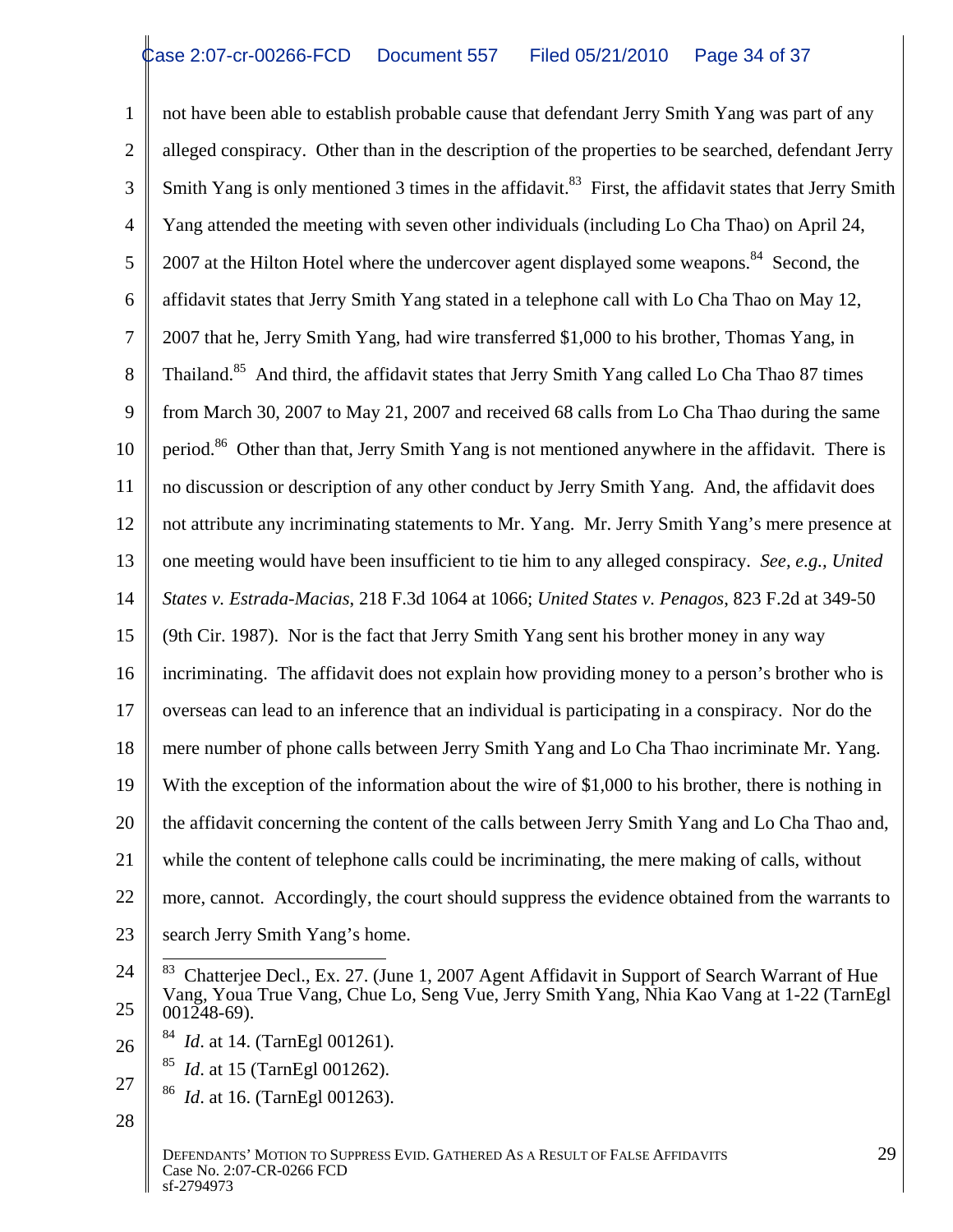not have been able to establish probable cause that defendant Jerry Smith Yang was part of any alleged conspiracy. Other than in the description of the properties to be searched, defendant Jerry Smith Yang is only mentioned 3 times in the affidavit.[83] First, the affidavit states that Jerry Smith Yang attended the meeting with seven other individuals (including Lo Cha Thao) on April 24, 2007 at the Hilton Hotel where the undercover agent displayed some weapons.[84] Second, the affidavit states that Jerry Smith Yang stated in a telephone call with Lo Cha Thao on May 12, 2007 that he, Jerry Smith Yang, had wire transferred $1,000 to his brother, Thomas Yang, in Thailand.[85] And third, the affidavit states that Jerry Smith Yang called Lo Cha Thao 87 times from March 30, 2007 to May 21, 2007 and received 68 calls from Lo Cha Thao during the same period.[86] Other than that, Jerry Smith Yang is not mentioned anywhere in the affidavit. There is no discussion or description of any other conduct by Jerry Smith Yang. And, the affidavit does not attribute any incriminating statements to Mr. Yang. Mr. Jerry Smith Yang's mere presence at one meeting would have been insufficient to tie him to any alleged conspiracy. *See, e.g., United States v. Estrada-Macias*, 218 F.3d 1064 at 1066; *United States v. Penagos*, 823 F.2d at 349-50 (9th Cir. 1987). Nor is the fact that Jerry Smith Yang sent his brother money in any way incriminating. The affidavit does not explain how providing money to a person's brother who is overseas can lead to an inference that an individual is participating in a conspiracy. Nor do the mere number of phone calls between Jerry Smith Yang and Lo Cha Thao incriminate Mr. Yang. With the exception of the information about the wire of $1,000 to his brother, there is nothing in the affidavit concerning the content of the calls between Jerry Smith Yang and Lo Cha Thao and, while the content of telephone calls could be incriminating, the mere making of calls, without more, cannot. Accordingly, the court should suppress the evidence obtained from the warrants to search Jerry Smith Yang's home.

---

[83] Chatterjee Decl., Ex. 27. (June 1, 2007 Agent Affidavit in Support of Search Warrant of Hue Vang, Youa True Vang, Chue Lo, Seng Vue, Jerry Smith Yang, Nhia Kao Vang at 1-22 (TarnEgl 001248-69).

[84] *Id*. at 14. (TarnEgl 001261).

[85] *Id*. at 15 (TarnEgl 001262).

[86] *Id*. at 16. (TarnEgl 001263).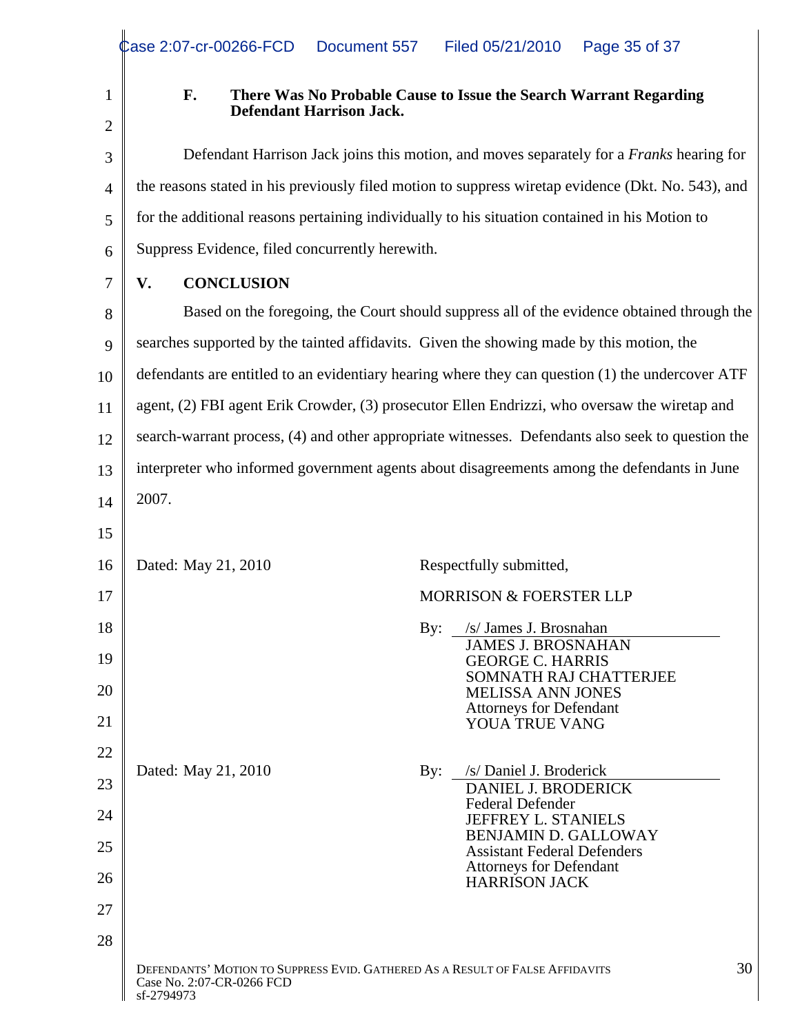### F. There Was No Probable Cause to Issue the Search Warrant Regarding Defendant Harrison Jack.

Defendant Harrison Jack joins this motion, and moves separately for a *Franks* hearing for the reasons stated in his previously filed motion to suppress wiretap evidence (Dkt. No. 543), and for the additional reasons pertaining individually to his situation contained in his Motion to Suppress Evidence, filed concurrently herewith.

## V. CONCLUSION

Based on the foregoing, the Court should suppress all of the evidence obtained through the searches supported by the tainted affidavits. Given the showing made by this motion, the defendants are entitled to an evidentiary hearing where they can question (1) the undercover ATF agent, (2) FBI agent Erik Crowder, (3) prosecutor Ellen Endrizzi, who oversaw the wiretap and search-warrant process, (4) and other appropriate witnesses. Defendants also seek to question the interpreter who informed government agents about disagreements among the defendants in June 2007.

Dated: May 21, 2010

Respectfully submitted,

MORRISON & FOERSTER LLP

By: /s/ James J. Brosnahan
JAMES J. BROSNAHAN
GEORGE C. HARRIS
SOMNATH RAJ CHATTERJEE
MELISSA ANN JONES
Attorneys for Defendant
YOUA TRUE VANG

Dated: May 21, 2010

By: /s/ Daniel J. Broderick
DANIEL J. BRODERICK
Federal Defender
JEFFREY L. STANIELS
BENJAMIN D. GALLOWAY
Assistant Federal Defenders
Attorneys for Defendant
HARRISON JACK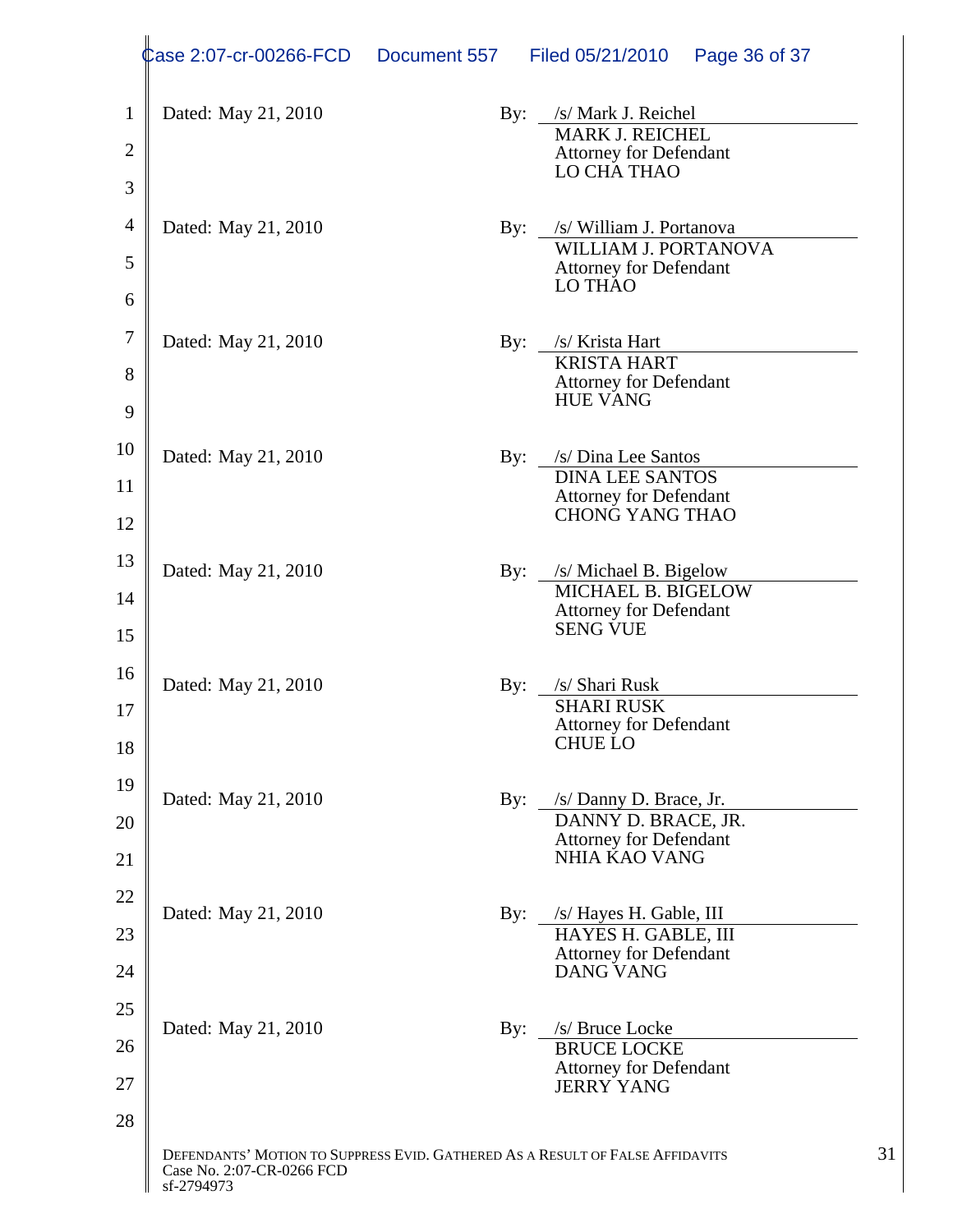Dated: May 21, 2010 By: /s/ Mark J. Reichel
MARK J. REICHEL
Attorney for Defendant
LO CHA THAO

Dated: May 21, 2010 By: /s/ William J. Portanova
WILLIAM J. PORTANOVA
Attorney for Defendant
LO THAO

Dated: May 21, 2010 By: /s/ Krista Hart
KRISTA HART
Attorney for Defendant
HUE VANG

Dated: May 21, 2010 By: /s/ Dina Lee Santos
DINA LEE SANTOS
Attorney for Defendant
CHONG YANG THAO

Dated: May 21, 2010 By: /s/ Michael B. Bigelow
MICHAEL B. BIGELOW
Attorney for Defendant
SENG VUE

Dated: May 21, 2010 By: /s/ Shari Rusk
SHARI RUSK
Attorney for Defendant
CHUE LO

Dated: May 21, 2010 By: /s/ Danny D. Brace, Jr.
DANNY D. BRACE, JR.
Attorney for Defendant
NHIA KAO VANG

Dated: May 21, 2010 By: /s/ Hayes H. Gable, III
HAYES H. GABLE, III
Attorney for Defendant
DANG VANG

Dated: May 21, 2010 By: /s/ Bruce Locke
BRUCE LOCKE
Attorney for Defendant
JERRY YANG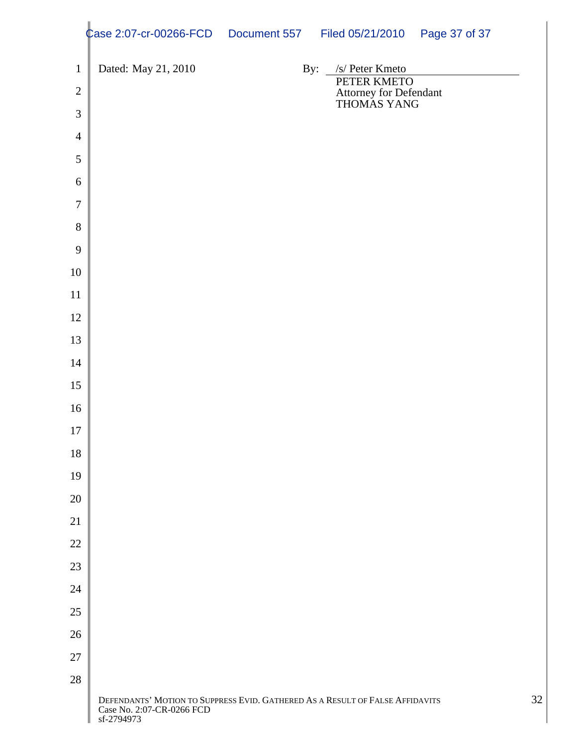Dated: May 21, 2010

By: /s/ Peter Kmeto
PETER KMETO
Attorney for Defendant
THOMAS YANG